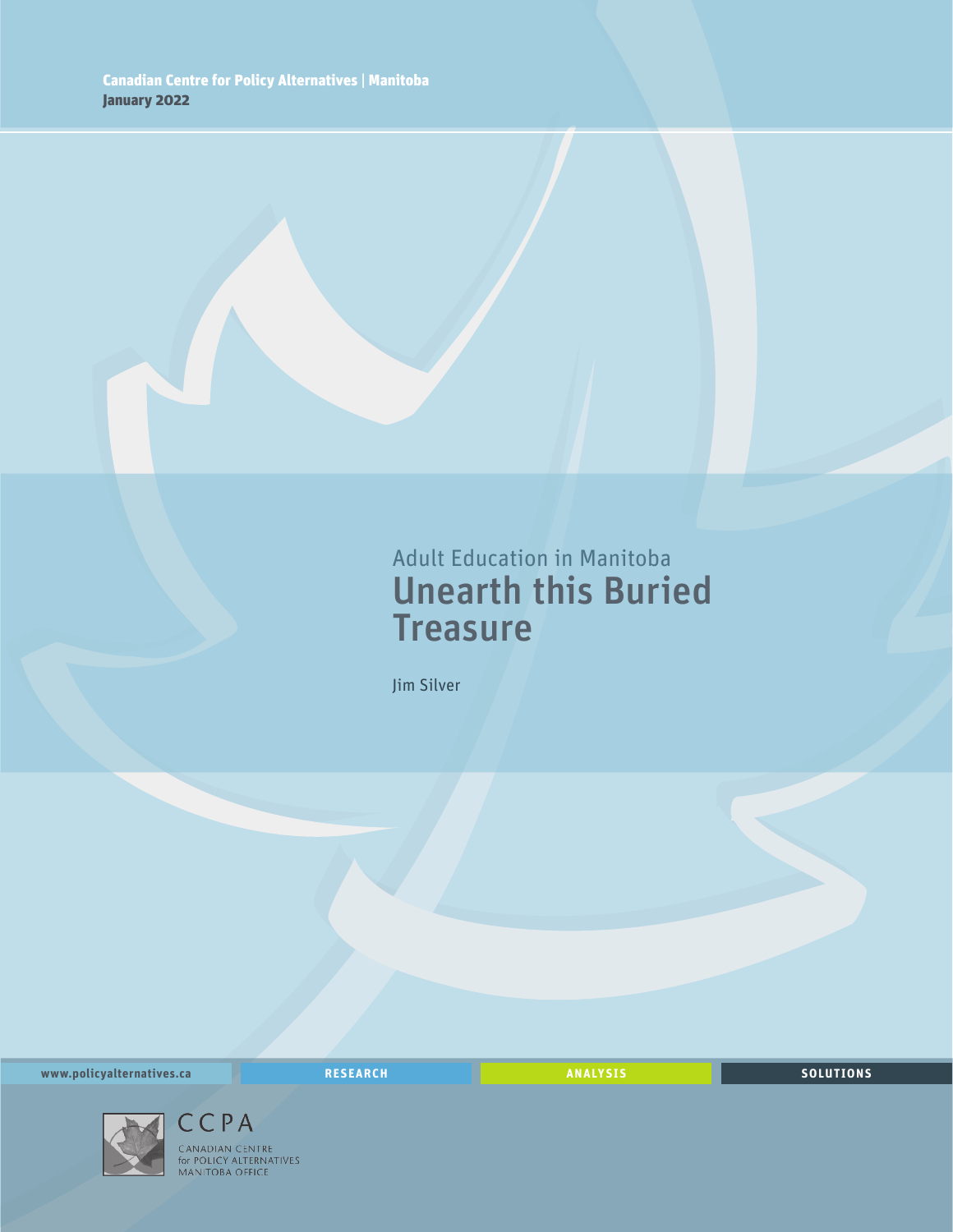Canadian Centre for Policy Alternatives | Manitoba
January 2022

Adult Education in Manitoba

# Unearth this Buried Treasure

Jim Silver

www.policyalternatives.ca RESEARCH ANALYSIS SOLUTIONS

CCPA
CANADIAN CENTRE for POLICY ALTERNATIVES MANITOBA OFFICE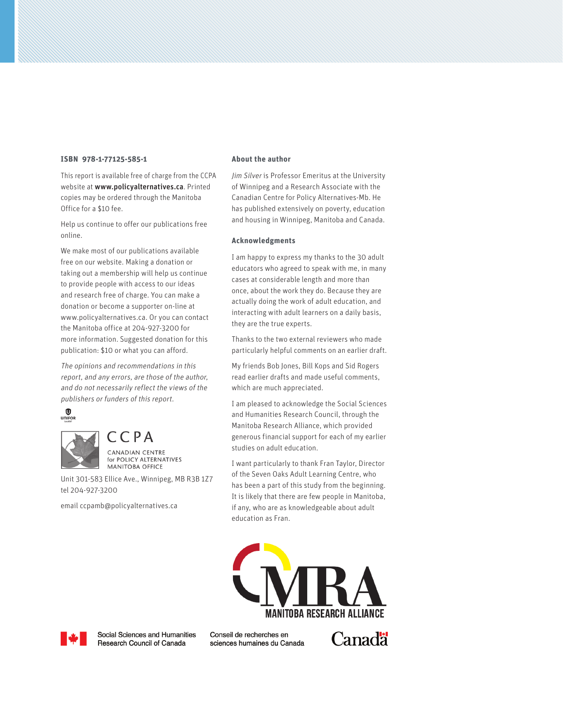**ISBN 978-1-77125-585-1**

This report is available free of charge from the CCPA website at **www.policyalternatives.ca**. Printed copies may be ordered through the Manitoba Office for a $10 fee.

Help us continue to offer our publications free online.

We make most of our publications available free on our website. Making a donation or taking out a membership will help us continue to provide people with access to our ideas and research free of charge. You can make a donation or become a supporter on-line at www.policyalternatives.ca. Or you can contact the Manitoba office at 204-927-3200 for more information. Suggested donation for this publication: $10 or what you can afford.

*The opinions and recommendations in this report, and any errors, are those of the author, and do not necessarily reflect the views of the publishers or funders of this report.*

CCPA
CANADIAN CENTRE for POLICY ALTERNATIVES
MANITOBA OFFICE

Unit 301-583 Ellice Ave., Winnipeg, MB R3B 1Z7
tel 204-927-3200

email ccpamb@policyalternatives.ca

**About the author**

*Jim Silver* is Professor Emeritus at the University of Winnipeg and a Research Associate with the Canadian Centre for Policy Alternatives-Mb. He has published extensively on poverty, education and housing in Winnipeg, Manitoba and Canada.

**Acknowledgments**

I am happy to express my thanks to the 30 adult educators who agreed to speak with me, in many cases at considerable length and more than once, about the work they do. Because they are actually doing the work of adult education, and interacting with adult learners on a daily basis, they are the true experts.

Thanks to the two external reviewers who made particularly helpful comments on an earlier draft.

My friends Bob Jones, Bill Kops and Sid Rogers read earlier drafts and made useful comments, which are much appreciated.

I am pleased to acknowledge the Social Sciences and Humanities Research Council, through the Manitoba Research Alliance, which provided generous financial support for each of my earlier studies on adult education.

I want particularly to thank Fran Taylor, Director of the Seven Oaks Adult Learning Centre, who has been a part of this study from the beginning. It is likely that there are few people in Manitoba, if any, who are as knowledgeable about adult education as Fran.

MANITOBA RESEARCH ALLIANCE

Social Sciences and Humanities Research Council of Canada

Conseil de recherches en sciences humaines du Canada

Canada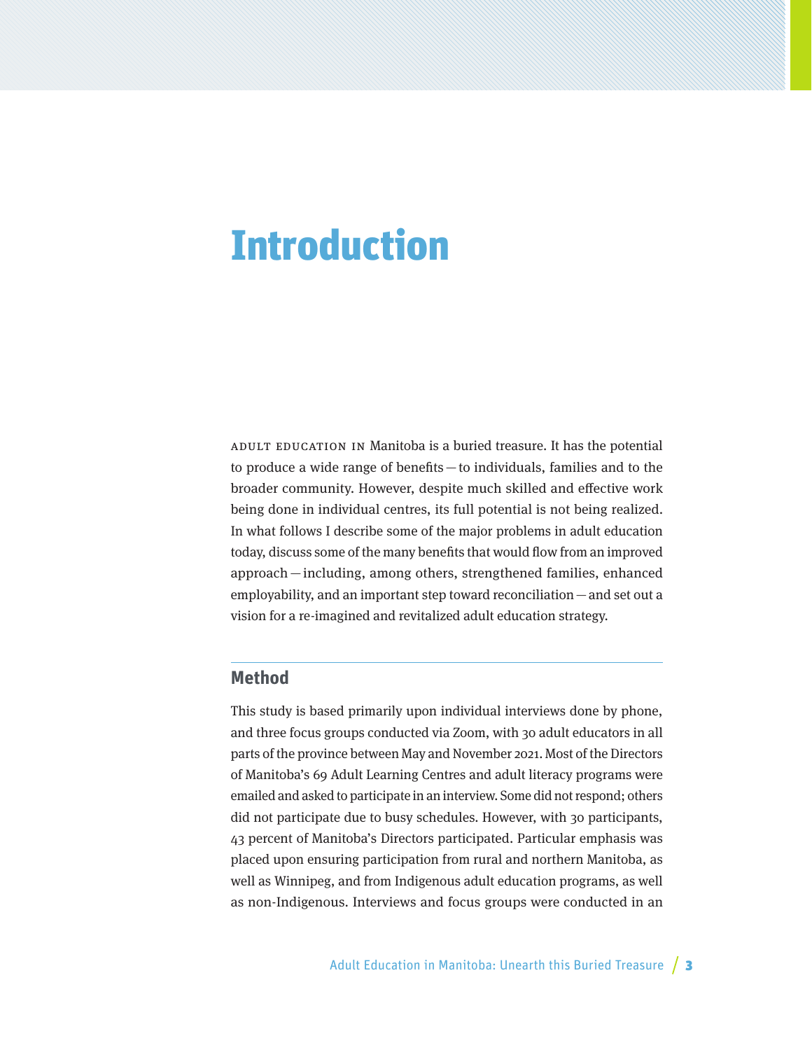# Introduction

ADULT EDUCATION IN Manitoba is a buried treasure. It has the potential to produce a wide range of benefits — to individuals, families and to the broader community. However, despite much skilled and effective work being done in individual centres, its full potential is not being realized. In what follows I describe some of the major problems in adult education today, discuss some of the many benefits that would flow from an improved approach — including, among others, strengthened families, enhanced employability, and an important step toward reconciliation — and set out a vision for a re-imagined and revitalized adult education strategy.

## Method

This study is based primarily upon individual interviews done by phone, and three focus groups conducted via Zoom, with 30 adult educators in all parts of the province between May and November 2021. Most of the Directors of Manitoba's 69 Adult Learning Centres and adult literacy programs were emailed and asked to participate in an interview. Some did not respond; others did not participate due to busy schedules. However, with 30 participants, 43 percent of Manitoba's Directors participated. Particular emphasis was placed upon ensuring participation from rural and northern Manitoba, as well as Winnipeg, and from Indigenous adult education programs, as well as non-Indigenous. Interviews and focus groups were conducted in an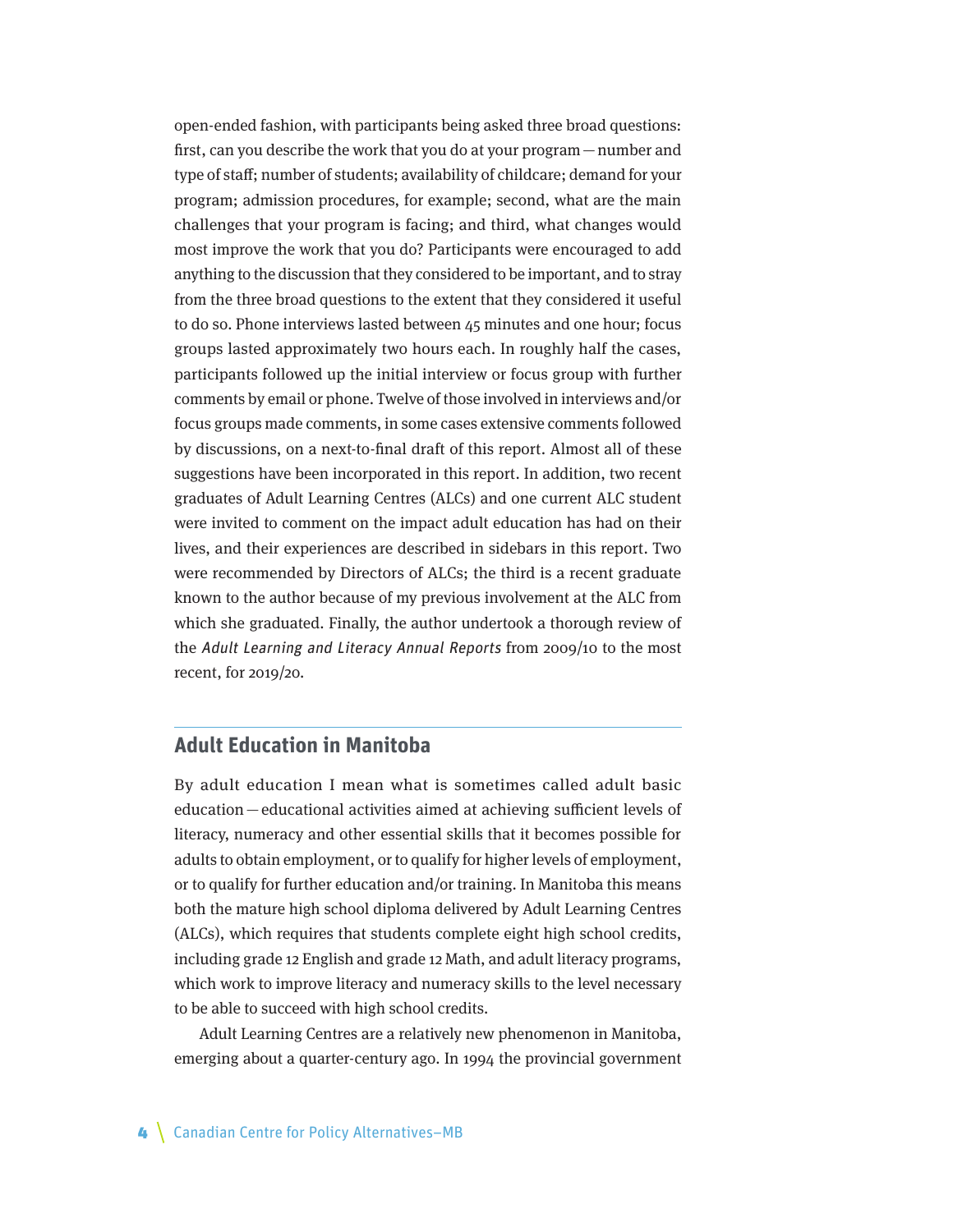open-ended fashion, with participants being asked three broad questions: first, can you describe the work that you do at your program — number and type of staff; number of students; availability of childcare; demand for your program; admission procedures, for example; second, what are the main challenges that your program is facing; and third, what changes would most improve the work that you do? Participants were encouraged to add anything to the discussion that they considered to be important, and to stray from the three broad questions to the extent that they considered it useful to do so. Phone interviews lasted between 45 minutes and one hour; focus groups lasted approximately two hours each. In roughly half the cases, participants followed up the initial interview or focus group with further comments by email or phone. Twelve of those involved in interviews and/or focus groups made comments, in some cases extensive comments followed by discussions, on a next-to-final draft of this report. Almost all of these suggestions have been incorporated in this report. In addition, two recent graduates of Adult Learning Centres (ALCs) and one current ALC student were invited to comment on the impact adult education has had on their lives, and their experiences are described in sidebars in this report. Two were recommended by Directors of ALCs; the third is a recent graduate known to the author because of my previous involvement at the ALC from which she graduated. Finally, the author undertook a thorough review of the *Adult Learning and Literacy Annual Reports* from 2009/10 to the most recent, for 2019/20.

## Adult Education in Manitoba

By adult education I mean what is sometimes called adult basic education — educational activities aimed at achieving sufficient levels of literacy, numeracy and other essential skills that it becomes possible for adults to obtain employment, or to qualify for higher levels of employment, or to qualify for further education and/or training. In Manitoba this means both the mature high school diploma delivered by Adult Learning Centres (ALCs), which requires that students complete eight high school credits, including grade 12 English and grade 12 Math, and adult literacy programs, which work to improve literacy and numeracy skills to the level necessary to be able to succeed with high school credits.

Adult Learning Centres are a relatively new phenomenon in Manitoba, emerging about a quarter-century ago. In 1994 the provincial government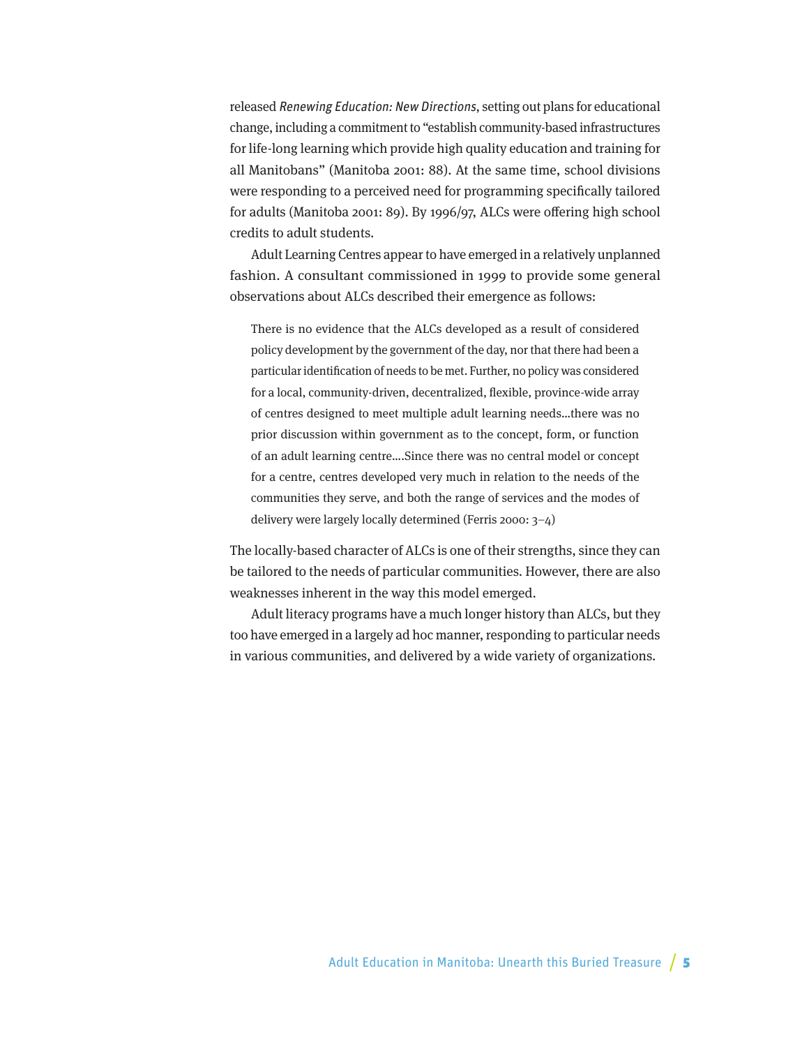released *Renewing Education: New Directions*, setting out plans for educational change, including a commitment to "establish community-based infrastructures for life-long learning which provide high quality education and training for all Manitobans" (Manitoba 2001: 88). At the same time, school divisions were responding to a perceived need for programming specifically tailored for adults (Manitoba 2001: 89). By 1996/97, ALCs were offering high school credits to adult students.

Adult Learning Centres appear to have emerged in a relatively unplanned fashion. A consultant commissioned in 1999 to provide some general observations about ALCs described their emergence as follows:

> There is no evidence that the ALCs developed as a result of considered policy development by the government of the day, nor that there had been a particular identification of needs to be met. Further, no policy was considered for a local, community-driven, decentralized, flexible, province-wide array of centres designed to meet multiple adult learning needs…there was no prior discussion within government as to the concept, form, or function of an adult learning centre….Since there was no central model or concept for a centre, centres developed very much in relation to the needs of the communities they serve, and both the range of services and the modes of delivery were largely locally determined (Ferris 2000: 3–4)

The locally-based character of ALCs is one of their strengths, since they can be tailored to the needs of particular communities. However, there are also weaknesses inherent in the way this model emerged.

Adult literacy programs have a much longer history than ALCs, but they too have emerged in a largely ad hoc manner, responding to particular needs in various communities, and delivered by a wide variety of organizations.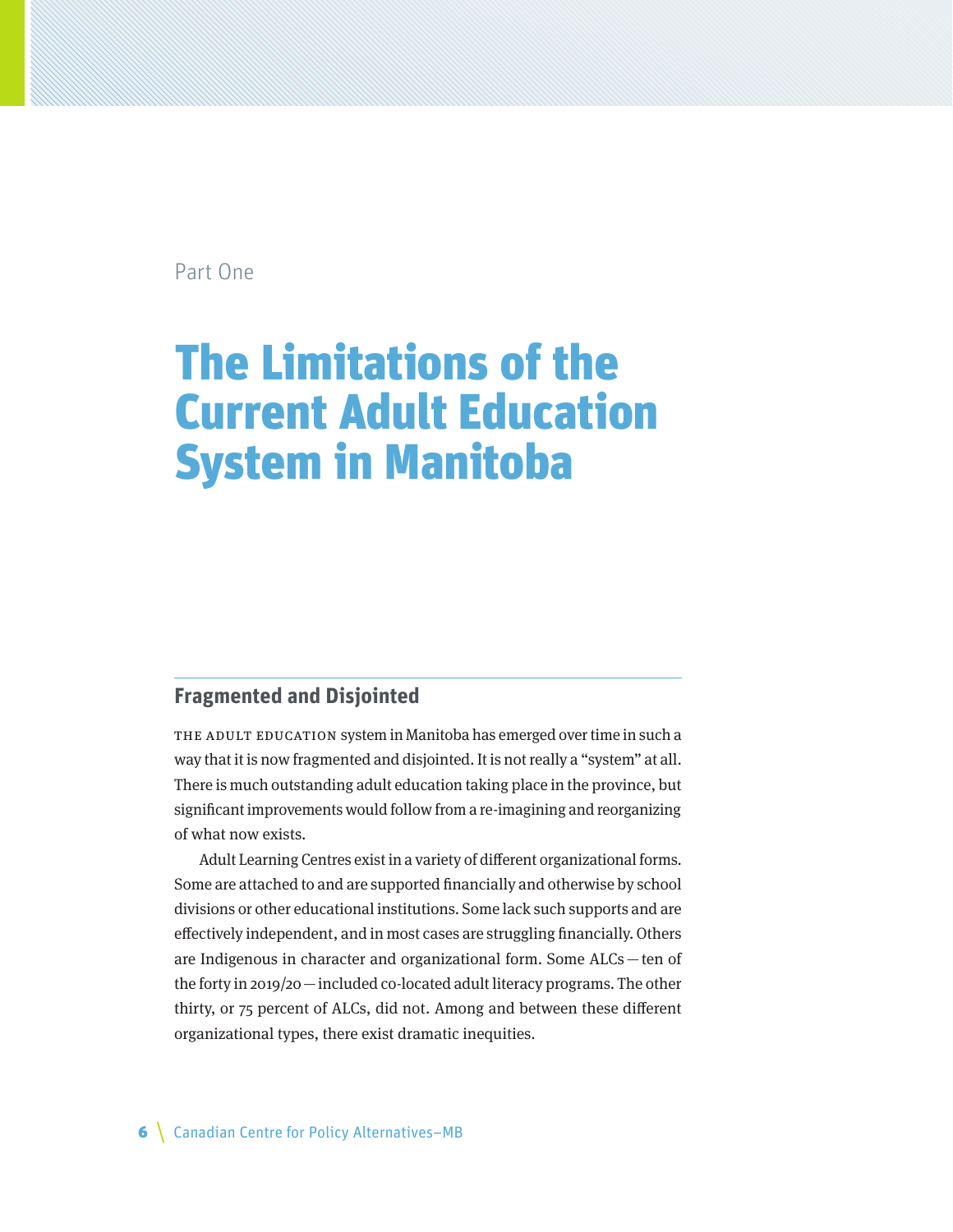Part One

# The Limitations of the Current Adult Education System in Manitoba

## Fragmented and Disjointed

THE ADULT EDUCATION system in Manitoba has emerged over time in such a way that it is now fragmented and disjointed. It is not really a "system" at all. There is much outstanding adult education taking place in the province, but significant improvements would follow from a re-imagining and reorganizing of what now exists.

Adult Learning Centres exist in a variety of different organizational forms. Some are attached to and are supported financially and otherwise by school divisions or other educational institutions. Some lack such supports and are effectively independent, and in most cases are struggling financially. Others are Indigenous in character and organizational form. Some ALCs — ten of the forty in 2019/20 — included co-located adult literacy programs. The other thirty, or 75 percent of ALCs, did not. Among and between these different organizational types, there exist dramatic inequities.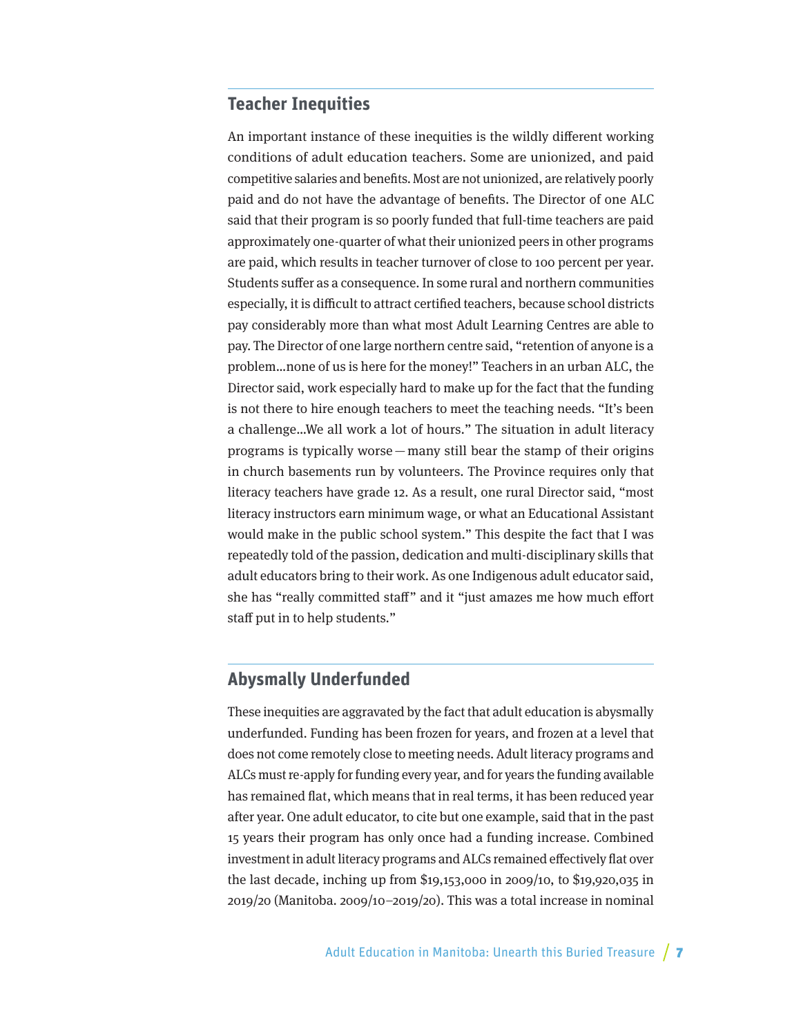## Teacher Inequities

An important instance of these inequities is the wildly different working conditions of adult education teachers. Some are unionized, and paid competitive salaries and benefits. Most are not unionized, are relatively poorly paid and do not have the advantage of benefits. The Director of one ALC said that their program is so poorly funded that full-time teachers are paid approximately one-quarter of what their unionized peers in other programs are paid, which results in teacher turnover of close to 100 percent per year. Students suffer as a consequence. In some rural and northern communities especially, it is difficult to attract certified teachers, because school districts pay considerably more than what most Adult Learning Centres are able to pay. The Director of one large northern centre said, "retention of anyone is a problem…none of us is here for the money!" Teachers in an urban ALC, the Director said, work especially hard to make up for the fact that the funding is not there to hire enough teachers to meet the teaching needs. "It's been a challenge…We all work a lot of hours." The situation in adult literacy programs is typically worse — many still bear the stamp of their origins in church basements run by volunteers. The Province requires only that literacy teachers have grade 12. As a result, one rural Director said, "most literacy instructors earn minimum wage, or what an Educational Assistant would make in the public school system." This despite the fact that I was repeatedly told of the passion, dedication and multi-disciplinary skills that adult educators bring to their work. As one Indigenous adult educator said, she has "really committed staff" and it "just amazes me how much effort staff put in to help students."

## Abysmally Underfunded

These inequities are aggravated by the fact that adult education is abysmally underfunded. Funding has been frozen for years, and frozen at a level that does not come remotely close to meeting needs. Adult literacy programs and ALCs must re-apply for funding every year, and for years the funding available has remained flat, which means that in real terms, it has been reduced year after year. One adult educator, to cite but one example, said that in the past 15 years their program has only once had a funding increase. Combined investment in adult literacy programs and ALCs remained effectively flat over the last decade, inching up from $19,153,000 in 2009/10, to $19,920,035 in 2019/20 (Manitoba. 2009/10–2019/20). This was a total increase in nominal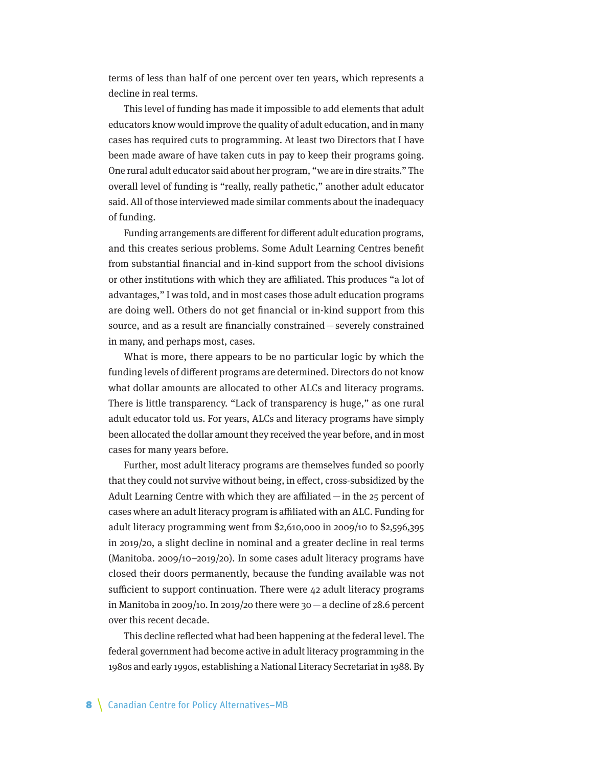terms of less than half of one percent over ten years, which represents a decline in real terms.

This level of funding has made it impossible to add elements that adult educators know would improve the quality of adult education, and in many cases has required cuts to programming. At least two Directors that I have been made aware of have taken cuts in pay to keep their programs going. One rural adult educator said about her program, "we are in dire straits." The overall level of funding is "really, really pathetic," another adult educator said. All of those interviewed made similar comments about the inadequacy of funding.

Funding arrangements are different for different adult education programs, and this creates serious problems. Some Adult Learning Centres benefit from substantial financial and in-kind support from the school divisions or other institutions with which they are affiliated. This produces "a lot of advantages," I was told, and in most cases those adult education programs are doing well. Others do not get financial or in-kind support from this source, and as a result are financially constrained — severely constrained in many, and perhaps most, cases.

What is more, there appears to be no particular logic by which the funding levels of different programs are determined. Directors do not know what dollar amounts are allocated to other ALCs and literacy programs. There is little transparency. "Lack of transparency is huge," as one rural adult educator told us. For years, ALCs and literacy programs have simply been allocated the dollar amount they received the year before, and in most cases for many years before.

Further, most adult literacy programs are themselves funded so poorly that they could not survive without being, in effect, cross-subsidized by the Adult Learning Centre with which they are affiliated — in the 25 percent of cases where an adult literacy program is affiliated with an ALC. Funding for adult literacy programming went from $2,610,000 in 2009/10 to $2,596,395 in 2019/20, a slight decline in nominal and a greater decline in real terms (Manitoba. 2009/10–2019/20). In some cases adult literacy programs have closed their doors permanently, because the funding available was not sufficient to support continuation. There were 42 adult literacy programs in Manitoba in 2009/10. In 2019/20 there were 30 — a decline of 28.6 percent over this recent decade.

This decline reflected what had been happening at the federal level. The federal government had become active in adult literacy programming in the 1980s and early 1990s, establishing a National Literacy Secretariat in 1988. By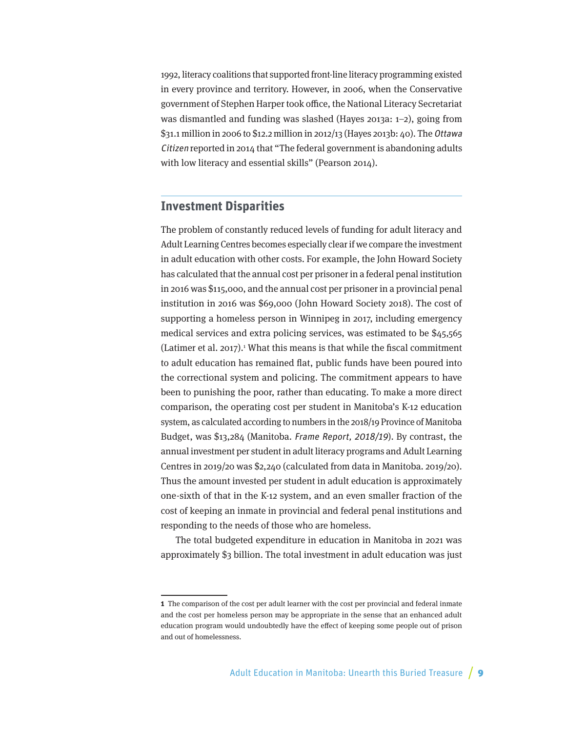1992, literacy coalitions that supported front-line literacy programming existed in every province and territory. However, in 2006, when the Conservative government of Stephen Harper took office, the National Literacy Secretariat was dismantled and funding was slashed (Hayes 2013a: 1–2), going from $31.1 million in 2006 to $12.2 million in 2012/13 (Hayes 2013b: 40). The *Ottawa Citizen* reported in 2014 that "The federal government is abandoning adults with low literacy and essential skills" (Pearson 2014).

## Investment Disparities

The problem of constantly reduced levels of funding for adult literacy and Adult Learning Centres becomes especially clear if we compare the investment in adult education with other costs. For example, the John Howard Society has calculated that the annual cost per prisoner in a federal penal institution in 2016 was $115,000, and the annual cost per prisoner in a provincial penal institution in 2016 was $69,000 (John Howard Society 2018). The cost of supporting a homeless person in Winnipeg in 2017, including emergency medical services and extra policing services, was estimated to be $45,565 (Latimer et al. 2017).[1] What this means is that while the fiscal commitment to adult education has remained flat, public funds have been poured into the correctional system and policing. The commitment appears to have been to punishing the poor, rather than educating. To make a more direct comparison, the operating cost per student in Manitoba's K-12 education system, as calculated according to numbers in the 2018/19 Province of Manitoba Budget, was $13,284 (Manitoba. *Frame Report, 2018/19*). By contrast, the annual investment per student in adult literacy programs and Adult Learning Centres in 2019/20 was $2,240 (calculated from data in Manitoba. 2019/20). Thus the amount invested per student in adult education is approximately one-sixth of that in the K-12 system, and an even smaller fraction of the cost of keeping an inmate in provincial and federal penal institutions and responding to the needs of those who are homeless.

The total budgeted expenditure in education in Manitoba in 2021 was approximately $3 billion. The total investment in adult education was just

---

**1** The comparison of the cost per adult learner with the cost per provincial and federal inmate and the cost per homeless person may be appropriate in the sense that an enhanced adult education program would undoubtedly have the effect of keeping some people out of prison and out of homelessness.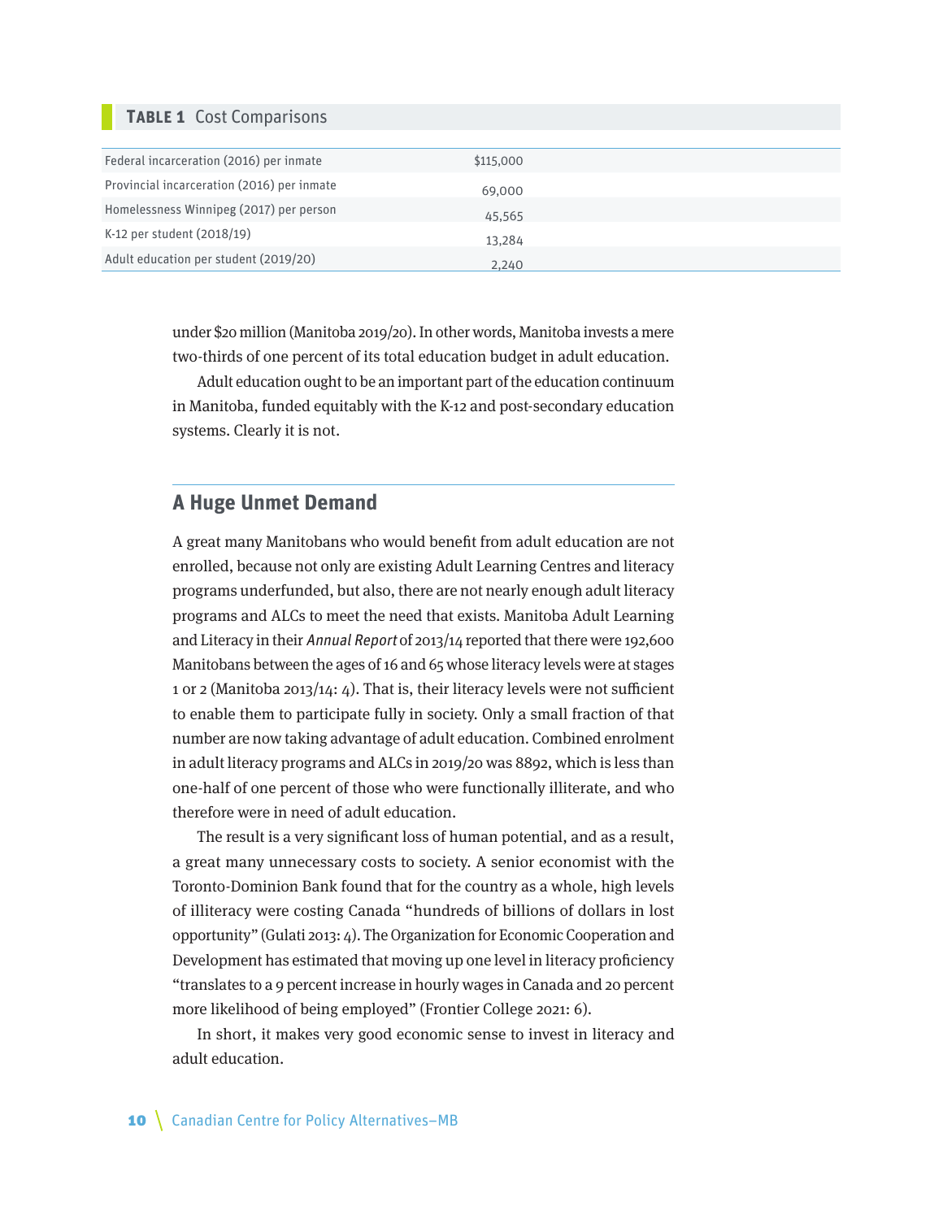**TABLE 1** Cost Comparisons

| | |
|---|---|
| Federal incarceration (2016) per inmate | $115,000 |
| Provincial incarceration (2016) per inmate | 69,000 |
| Homelessness Winnipeg (2017) per person | 45,565 |
| K-12 per student (2018/19) | 13,284 |
| Adult education per student (2019/20) | 2,240 |

under $20 million (Manitoba 2019/20). In other words, Manitoba invests a mere two-thirds of one percent of its total education budget in adult education.

Adult education ought to be an important part of the education continuum in Manitoba, funded equitably with the K-12 and post-secondary education systems. Clearly it is not.

## A Huge Unmet Demand

A great many Manitobans who would benefit from adult education are not enrolled, because not only are existing Adult Learning Centres and literacy programs underfunded, but also, there are not nearly enough adult literacy programs and ALCs to meet the need that exists. Manitoba Adult Learning and Literacy in their *Annual Report* of 2013/14 reported that there were 192,600 Manitobans between the ages of 16 and 65 whose literacy levels were at stages 1 or 2 (Manitoba 2013/14: 4). That is, their literacy levels were not sufficient to enable them to participate fully in society. Only a small fraction of that number are now taking advantage of adult education. Combined enrolment in adult literacy programs and ALCs in 2019/20 was 8892, which is less than one-half of one percent of those who were functionally illiterate, and who therefore were in need of adult education.

The result is a very significant loss of human potential, and as a result, a great many unnecessary costs to society. A senior economist with the Toronto-Dominion Bank found that for the country as a whole, high levels of illiteracy were costing Canada "hundreds of billions of dollars in lost opportunity" (Gulati 2013: 4). The Organization for Economic Cooperation and Development has estimated that moving up one level in literacy proficiency "translates to a 9 percent increase in hourly wages in Canada and 20 percent more likelihood of being employed" (Frontier College 2021: 6).

In short, it makes very good economic sense to invest in literacy and adult education.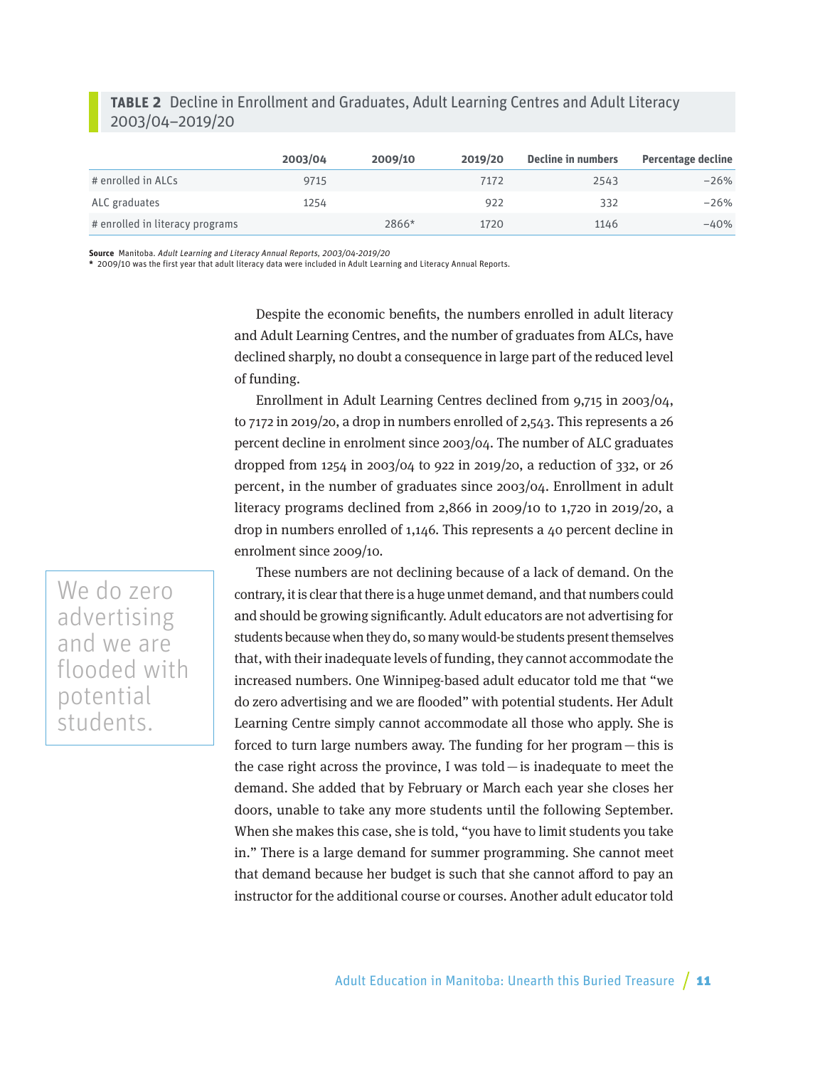**TABLE 2** Decline in Enrollment and Graduates, Adult Learning Centres and Adult Literacy 2003/04–2019/20

| | 2003/04 | 2009/10 | 2019/20 | Decline in numbers | Percentage decline |
|---|---|---|---|---|---|
| # enrolled in ALCs | 9715 | | 7172 | 2543 | −26% |
| ALC graduates | 1254 | | 922 | 332 | −26% |
| # enrolled in literacy programs | | 2866* | 1720 | 1146 | −40% |

**Source** Manitoba. *Adult Learning and Literacy Annual Reports, 2003/04-2019/20*
**\*** 2009/10 was the first year that adult literacy data were included in Adult Learning and Literacy Annual Reports.

> We do zero advertising and we are flooded with potential students.

Despite the economic benefits, the numbers enrolled in adult literacy and Adult Learning Centres, and the number of graduates from ALCs, have declined sharply, no doubt a consequence in large part of the reduced level of funding.

Enrollment in Adult Learning Centres declined from 9,715 in 2003/04, to 7172 in 2019/20, a drop in numbers enrolled of 2,543. This represents a 26 percent decline in enrolment since 2003/04. The number of ALC graduates dropped from 1254 in 2003/04 to 922 in 2019/20, a reduction of 332, or 26 percent, in the number of graduates since 2003/04. Enrollment in adult literacy programs declined from 2,866 in 2009/10 to 1,720 in 2019/20, a drop in numbers enrolled of 1,146. This represents a 40 percent decline in enrolment since 2009/10.

These numbers are not declining because of a lack of demand. On the contrary, it is clear that there is a huge unmet demand, and that numbers could and should be growing significantly. Adult educators are not advertising for students because when they do, so many would-be students present themselves that, with their inadequate levels of funding, they cannot accommodate the increased numbers. One Winnipeg-based adult educator told me that "we do zero advertising and we are flooded" with potential students. Her Adult Learning Centre simply cannot accommodate all those who apply. She is forced to turn large numbers away. The funding for her program — this is the case right across the province, I was told — is inadequate to meet the demand. She added that by February or March each year she closes her doors, unable to take any more students until the following September. When she makes this case, she is told, "you have to limit students you take in." There is a large demand for summer programming. She cannot meet that demand because her budget is such that she cannot afford to pay an instructor for the additional course or courses. Another adult educator told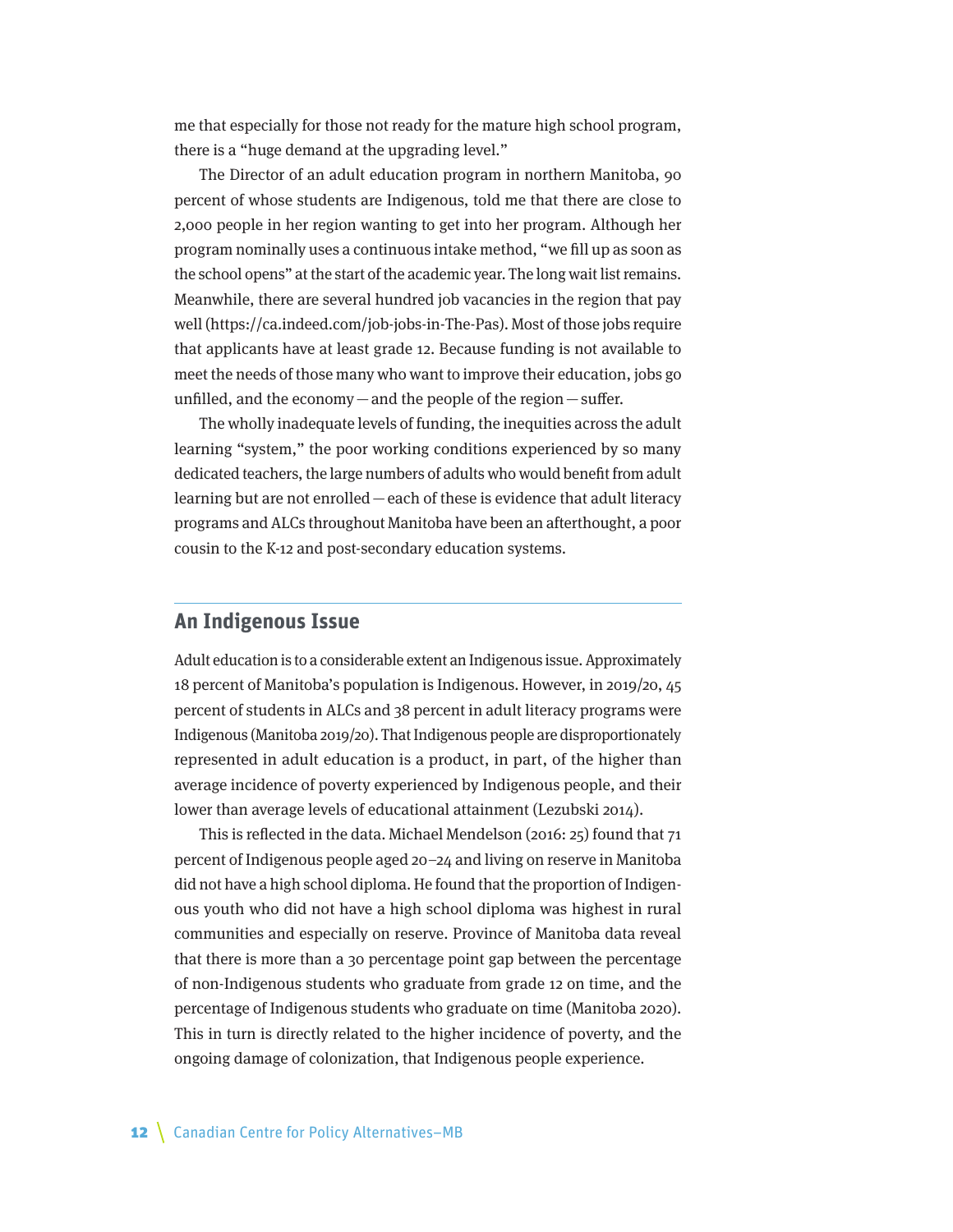me that especially for those not ready for the mature high school program, there is a "huge demand at the upgrading level."

The Director of an adult education program in northern Manitoba, 90 percent of whose students are Indigenous, told me that there are close to 2,000 people in her region wanting to get into her program. Although her program nominally uses a continuous intake method, "we fill up as soon as the school opens" at the start of the academic year. The long wait list remains. Meanwhile, there are several hundred job vacancies in the region that pay well (https://ca.indeed.com/job-jobs-in-The-Pas). Most of those jobs require that applicants have at least grade 12. Because funding is not available to meet the needs of those many who want to improve their education, jobs go unfilled, and the economy — and the people of the region — suffer.

The wholly inadequate levels of funding, the inequities across the adult learning "system," the poor working conditions experienced by so many dedicated teachers, the large numbers of adults who would benefit from adult learning but are not enrolled — each of these is evidence that adult literacy programs and ALCs throughout Manitoba have been an afterthought, a poor cousin to the K-12 and post-secondary education systems.

## An Indigenous Issue

Adult education is to a considerable extent an Indigenous issue. Approximately 18 percent of Manitoba's population is Indigenous. However, in 2019/20, 45 percent of students in ALCs and 38 percent in adult literacy programs were Indigenous (Manitoba 2019/20). That Indigenous people are disproportionately represented in adult education is a product, in part, of the higher than average incidence of poverty experienced by Indigenous people, and their lower than average levels of educational attainment (Lezubski 2014).

This is reflected in the data. Michael Mendelson (2016: 25) found that 71 percent of Indigenous people aged 20–24 and living on reserve in Manitoba did not have a high school diploma. He found that the proportion of Indigenous youth who did not have a high school diploma was highest in rural communities and especially on reserve. Province of Manitoba data reveal that there is more than a 30 percentage point gap between the percentage of non-Indigenous students who graduate from grade 12 on time, and the percentage of Indigenous students who graduate on time (Manitoba 2020). This in turn is directly related to the higher incidence of poverty, and the ongoing damage of colonization, that Indigenous people experience.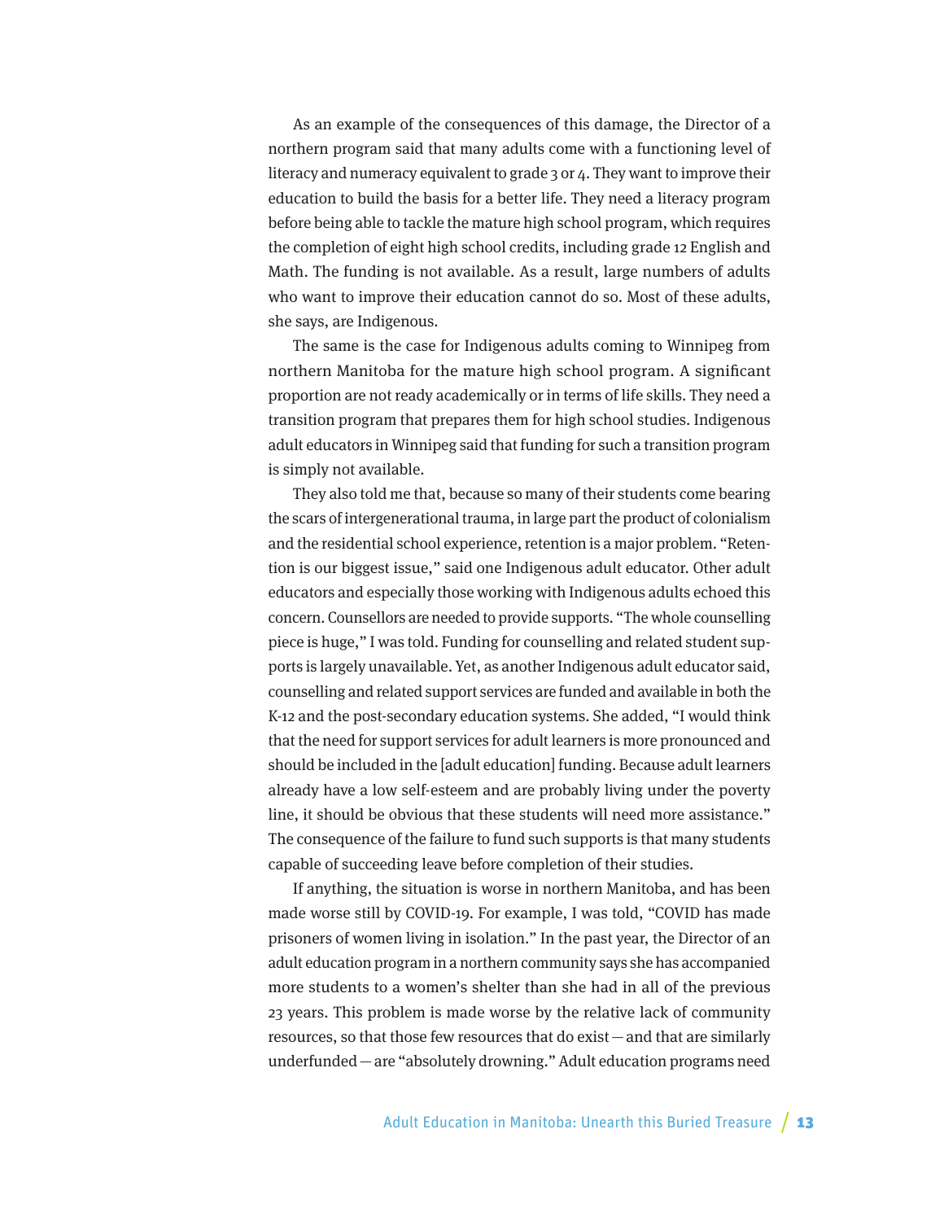As an example of the consequences of this damage, the Director of a northern program said that many adults come with a functioning level of literacy and numeracy equivalent to grade 3 or 4. They want to improve their education to build the basis for a better life. They need a literacy program before being able to tackle the mature high school program, which requires the completion of eight high school credits, including grade 12 English and Math. The funding is not available. As a result, large numbers of adults who want to improve their education cannot do so. Most of these adults, she says, are Indigenous.

The same is the case for Indigenous adults coming to Winnipeg from northern Manitoba for the mature high school program. A significant proportion are not ready academically or in terms of life skills. They need a transition program that prepares them for high school studies. Indigenous adult educators in Winnipeg said that funding for such a transition program is simply not available.

They also told me that, because so many of their students come bearing the scars of intergenerational trauma, in large part the product of colonialism and the residential school experience, retention is a major problem. "Retention is our biggest issue," said one Indigenous adult educator. Other adult educators and especially those working with Indigenous adults echoed this concern. Counsellors are needed to provide supports. "The whole counselling piece is huge," I was told. Funding for counselling and related student supports is largely unavailable. Yet, as another Indigenous adult educator said, counselling and related support services are funded and available in both the K-12 and the post-secondary education systems. She added, "I would think that the need for support services for adult learners is more pronounced and should be included in the [adult education] funding. Because adult learners already have a low self-esteem and are probably living under the poverty line, it should be obvious that these students will need more assistance." The consequence of the failure to fund such supports is that many students capable of succeeding leave before completion of their studies.

If anything, the situation is worse in northern Manitoba, and has been made worse still by COVID-19. For example, I was told, "COVID has made prisoners of women living in isolation." In the past year, the Director of an adult education program in a northern community says she has accompanied more students to a women's shelter than she had in all of the previous 23 years. This problem is made worse by the relative lack of community resources, so that those few resources that do exist — and that are similarly underfunded — are "absolutely drowning." Adult education programs need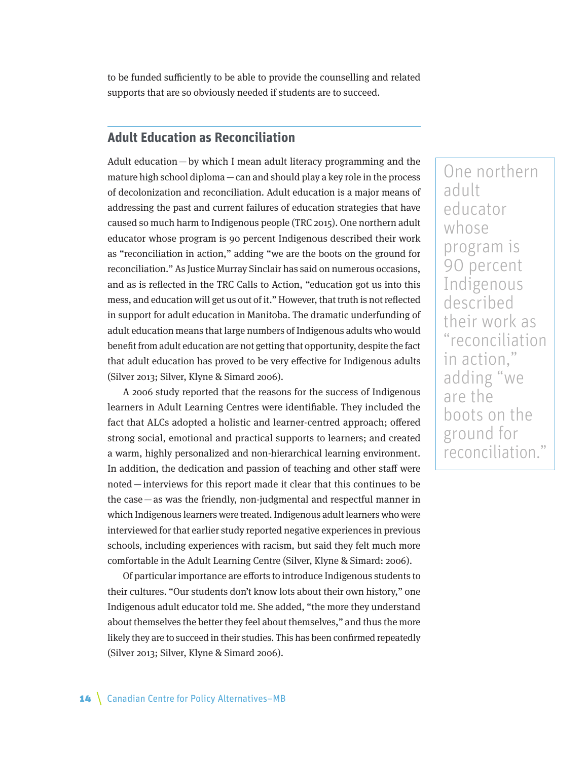to be funded sufficiently to be able to provide the counselling and related supports that are so obviously needed if students are to succeed.

## Adult Education as Reconciliation

Adult education — by which I mean adult literacy programming and the mature high school diploma — can and should play a key role in the process of decolonization and reconciliation. Adult education is a major means of addressing the past and current failures of education strategies that have caused so much harm to Indigenous people (TRC 2015). One northern adult educator whose program is 90 percent Indigenous described their work as "reconciliation in action," adding "we are the boots on the ground for reconciliation." As Justice Murray Sinclair has said on numerous occasions, and as is reflected in the TRC Calls to Action, "education got us into this mess, and education will get us out of it." However, that truth is not reflected in support for adult education in Manitoba. The dramatic underfunding of adult education means that large numbers of Indigenous adults who would benefit from adult education are not getting that opportunity, despite the fact that adult education has proved to be very effective for Indigenous adults (Silver 2013; Silver, Klyne & Simard 2006).

> One northern adult educator whose program is 90 percent Indigenous described their work as "reconciliation in action," adding "we are the boots on the ground for reconciliation."

A 2006 study reported that the reasons for the success of Indigenous learners in Adult Learning Centres were identifiable. They included the fact that ALCs adopted a holistic and learner-centred approach; offered strong social, emotional and practical supports to learners; and created a warm, highly personalized and non-hierarchical learning environment. In addition, the dedication and passion of teaching and other staff were noted — interviews for this report made it clear that this continues to be the case — as was the friendly, non-judgmental and respectful manner in which Indigenous learners were treated. Indigenous adult learners who were interviewed for that earlier study reported negative experiences in previous schools, including experiences with racism, but said they felt much more comfortable in the Adult Learning Centre (Silver, Klyne & Simard: 2006).

Of particular importance are efforts to introduce Indigenous students to their cultures. "Our students don't know lots about their own history," one Indigenous adult educator told me. She added, "the more they understand about themselves the better they feel about themselves," and thus the more likely they are to succeed in their studies. This has been confirmed repeatedly (Silver 2013; Silver, Klyne & Simard 2006).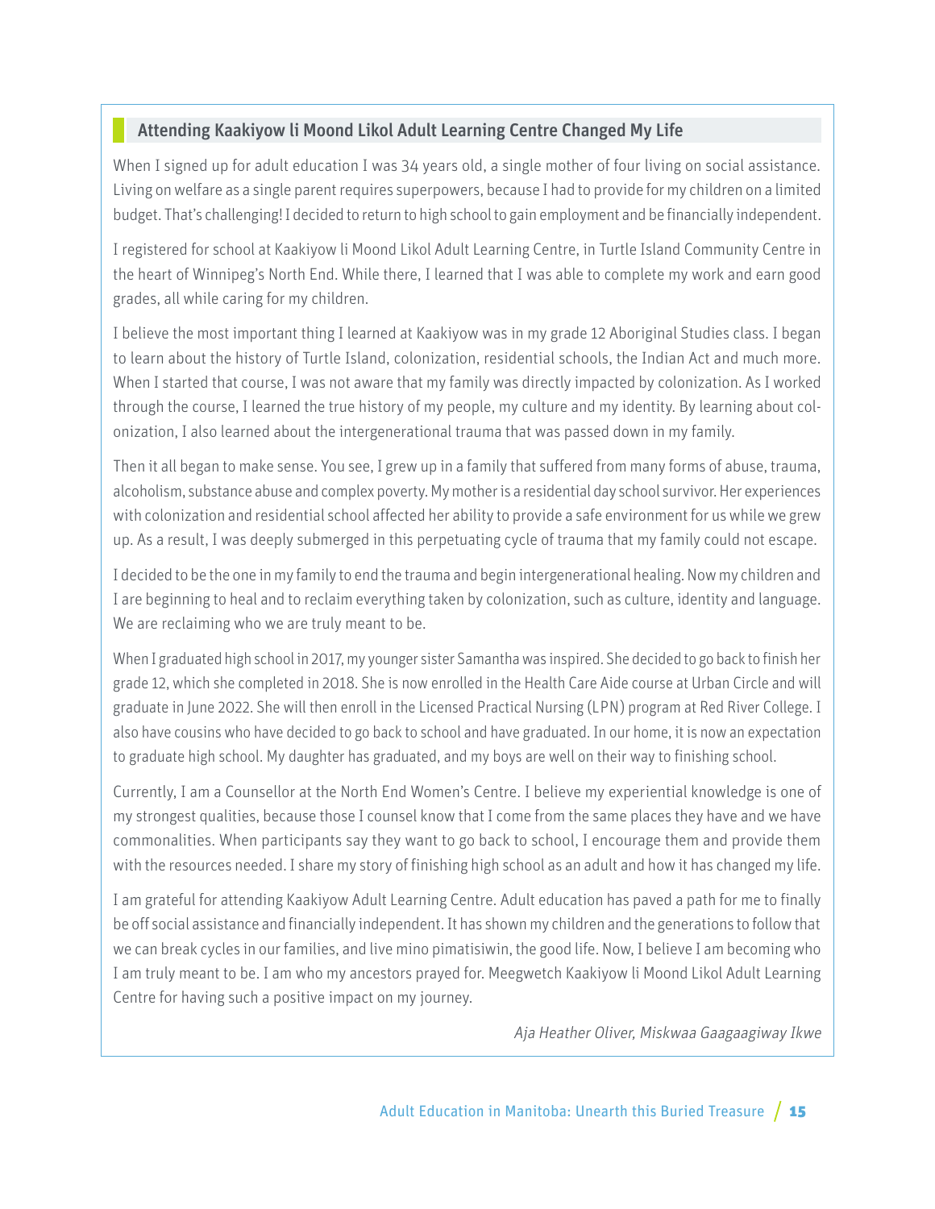### Attending Kaakiyow li Moond Likol Adult Learning Centre Changed My Life

When I signed up for adult education I was 34 years old, a single mother of four living on social assistance. Living on welfare as a single parent requires superpowers, because I had to provide for my children on a limited budget. That's challenging! I decided to return to high school to gain employment and be financially independent.

I registered for school at Kaakiyow li Moond Likol Adult Learning Centre, in Turtle Island Community Centre in the heart of Winnipeg's North End. While there, I learned that I was able to complete my work and earn good grades, all while caring for my children.

I believe the most important thing I learned at Kaakiyow was in my grade 12 Aboriginal Studies class. I began to learn about the history of Turtle Island, colonization, residential schools, the Indian Act and much more. When I started that course, I was not aware that my family was directly impacted by colonization. As I worked through the course, I learned the true history of my people, my culture and my identity. By learning about colonization, I also learned about the intergenerational trauma that was passed down in my family.

Then it all began to make sense. You see, I grew up in a family that suffered from many forms of abuse, trauma, alcoholism, substance abuse and complex poverty. My mother is a residential day school survivor. Her experiences with colonization and residential school affected her ability to provide a safe environment for us while we grew up. As a result, I was deeply submerged in this perpetuating cycle of trauma that my family could not escape.

I decided to be the one in my family to end the trauma and begin intergenerational healing. Now my children and I are beginning to heal and to reclaim everything taken by colonization, such as culture, identity and language. We are reclaiming who we are truly meant to be.

When I graduated high school in 2017, my younger sister Samantha was inspired. She decided to go back to finish her grade 12, which she completed in 2018. She is now enrolled in the Health Care Aide course at Urban Circle and will graduate in June 2022. She will then enroll in the Licensed Practical Nursing (LPN) program at Red River College. I also have cousins who have decided to go back to school and have graduated. In our home, it is now an expectation to graduate high school. My daughter has graduated, and my boys are well on their way to finishing school.

Currently, I am a Counsellor at the North End Women's Centre. I believe my experiential knowledge is one of my strongest qualities, because those I counsel know that I come from the same places they have and we have commonalities. When participants say they want to go back to school, I encourage them and provide them with the resources needed. I share my story of finishing high school as an adult and how it has changed my life.

I am grateful for attending Kaakiyow Adult Learning Centre. Adult education has paved a path for me to finally be off social assistance and financially independent. It has shown my children and the generations to follow that we can break cycles in our families, and live mino pimatisiwin, the good life. Now, I believe I am becoming who I am truly meant to be. I am who my ancestors prayed for. Meegwetch Kaakiyow li Moond Likol Adult Learning Centre for having such a positive impact on my journey.

*Aja Heather Oliver, Miskwaa Gaagaagiway Ikwe*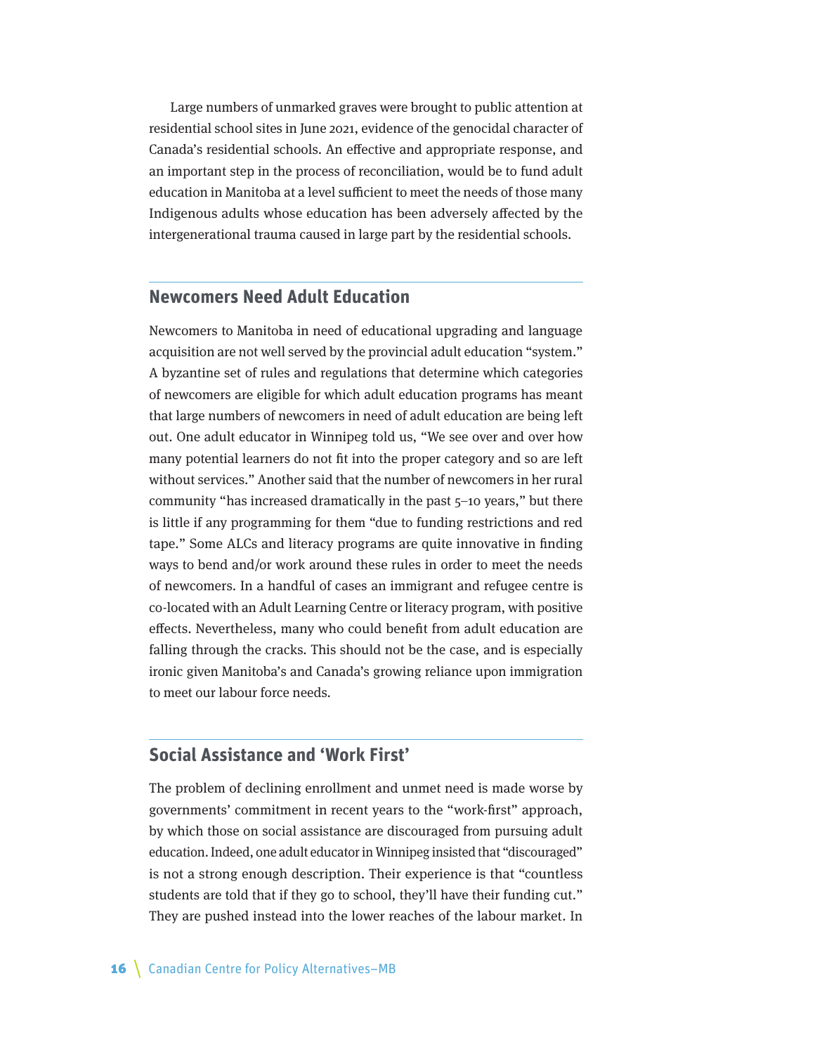Large numbers of unmarked graves were brought to public attention at residential school sites in June 2021, evidence of the genocidal character of Canada's residential schools. An effective and appropriate response, and an important step in the process of reconciliation, would be to fund adult education in Manitoba at a level sufficient to meet the needs of those many Indigenous adults whose education has been adversely affected by the intergenerational trauma caused in large part by the residential schools.

## Newcomers Need Adult Education

Newcomers to Manitoba in need of educational upgrading and language acquisition are not well served by the provincial adult education "system." A byzantine set of rules and regulations that determine which categories of newcomers are eligible for which adult education programs has meant that large numbers of newcomers in need of adult education are being left out. One adult educator in Winnipeg told us, "We see over and over how many potential learners do not fit into the proper category and so are left without services." Another said that the number of newcomers in her rural community "has increased dramatically in the past 5–10 years," but there is little if any programming for them "due to funding restrictions and red tape." Some ALCs and literacy programs are quite innovative in finding ways to bend and/or work around these rules in order to meet the needs of newcomers. In a handful of cases an immigrant and refugee centre is co-located with an Adult Learning Centre or literacy program, with positive effects. Nevertheless, many who could benefit from adult education are falling through the cracks. This should not be the case, and is especially ironic given Manitoba's and Canada's growing reliance upon immigration to meet our labour force needs.

## Social Assistance and 'Work First'

The problem of declining enrollment and unmet need is made worse by governments' commitment in recent years to the "work-first" approach, by which those on social assistance are discouraged from pursuing adult education. Indeed, one adult educator in Winnipeg insisted that "discouraged" is not a strong enough description. Their experience is that "countless students are told that if they go to school, they'll have their funding cut." They are pushed instead into the lower reaches of the labour market. In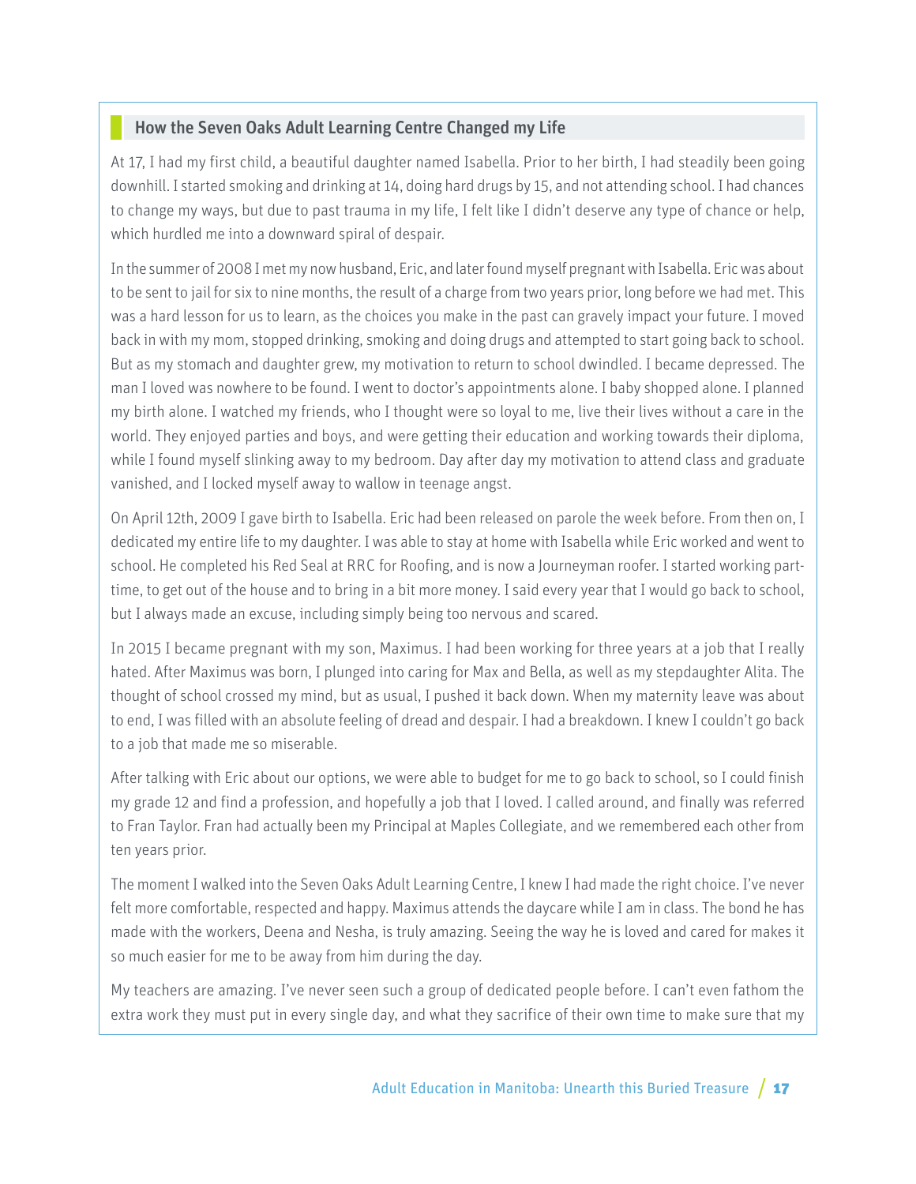### How the Seven Oaks Adult Learning Centre Changed my Life

At 17, I had my first child, a beautiful daughter named Isabella. Prior to her birth, I had steadily been going downhill. I started smoking and drinking at 14, doing hard drugs by 15, and not attending school. I had chances to change my ways, but due to past trauma in my life, I felt like I didn't deserve any type of chance or help, which hurdled me into a downward spiral of despair.

In the summer of 2008 I met my now husband, Eric, and later found myself pregnant with Isabella. Eric was about to be sent to jail for six to nine months, the result of a charge from two years prior, long before we had met. This was a hard lesson for us to learn, as the choices you make in the past can gravely impact your future. I moved back in with my mom, stopped drinking, smoking and doing drugs and attempted to start going back to school. But as my stomach and daughter grew, my motivation to return to school dwindled. I became depressed. The man I loved was nowhere to be found. I went to doctor's appointments alone. I baby shopped alone. I planned my birth alone. I watched my friends, who I thought were so loyal to me, live their lives without a care in the world. They enjoyed parties and boys, and were getting their education and working towards their diploma, while I found myself slinking away to my bedroom. Day after day my motivation to attend class and graduate vanished, and I locked myself away to wallow in teenage angst.

On April 12th, 2009 I gave birth to Isabella. Eric had been released on parole the week before. From then on, I dedicated my entire life to my daughter. I was able to stay at home with Isabella while Eric worked and went to school. He completed his Red Seal at RRC for Roofing, and is now a Journeyman roofer. I started working part-time, to get out of the house and to bring in a bit more money. I said every year that I would go back to school, but I always made an excuse, including simply being too nervous and scared.

In 2015 I became pregnant with my son, Maximus. I had been working for three years at a job that I really hated. After Maximus was born, I plunged into caring for Max and Bella, as well as my stepdaughter Alita. The thought of school crossed my mind, but as usual, I pushed it back down. When my maternity leave was about to end, I was filled with an absolute feeling of dread and despair. I had a breakdown. I knew I couldn't go back to a job that made me so miserable.

After talking with Eric about our options, we were able to budget for me to go back to school, so I could finish my grade 12 and find a profession, and hopefully a job that I loved. I called around, and finally was referred to Fran Taylor. Fran had actually been my Principal at Maples Collegiate, and we remembered each other from ten years prior.

The moment I walked into the Seven Oaks Adult Learning Centre, I knew I had made the right choice. I've never felt more comfortable, respected and happy. Maximus attends the daycare while I am in class. The bond he has made with the workers, Deena and Nesha, is truly amazing. Seeing the way he is loved and cared for makes it so much easier for me to be away from him during the day.

My teachers are amazing. I've never seen such a group of dedicated people before. I can't even fathom the extra work they must put in every single day, and what they sacrifice of their own time to make sure that my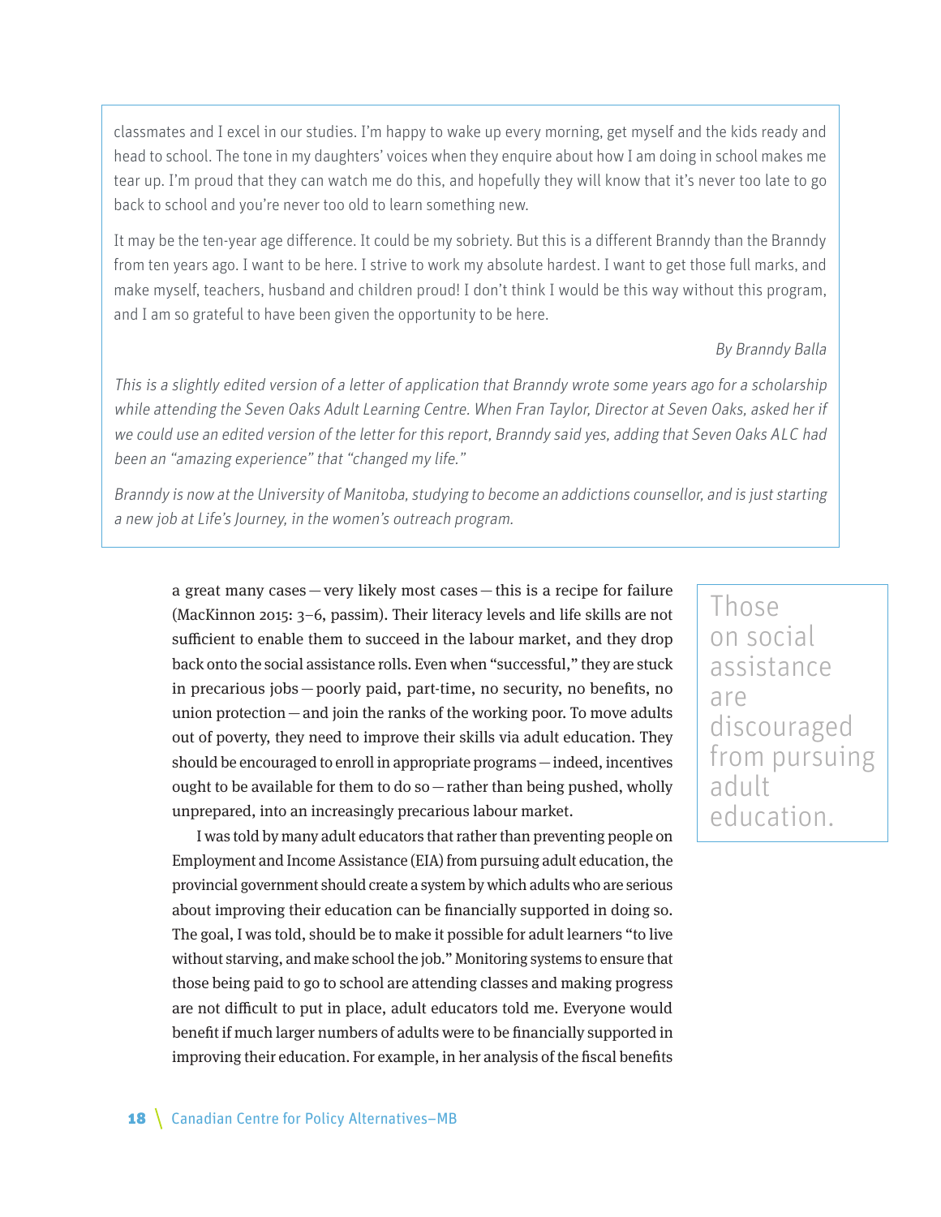classmates and I excel in our studies. I'm happy to wake up every morning, get myself and the kids ready and head to school. The tone in my daughters' voices when they enquire about how I am doing in school makes me tear up. I'm proud that they can watch me do this, and hopefully they will know that it's never too late to go back to school and you're never too old to learn something new.

It may be the ten-year age difference. It could be my sobriety. But this is a different Branndy than the Branndy from ten years ago. I want to be here. I strive to work my absolute hardest. I want to get those full marks, and make myself, teachers, husband and children proud! I don't think I would be this way without this program, and I am so grateful to have been given the opportunity to be here.

*By Branndy Balla*

*This is a slightly edited version of a letter of application that Branndy wrote some years ago for a scholarship while attending the Seven Oaks Adult Learning Centre. When Fran Taylor, Director at Seven Oaks, asked her if we could use an edited version of the letter for this report, Branndy said yes, adding that Seven Oaks ALC had been an "amazing experience" that "changed my life."*

*Branndy is now at the University of Manitoba, studying to become an addictions counsellor, and is just starting a new job at Life's Journey, in the women's outreach program.*

a great many cases — very likely most cases — this is a recipe for failure (MacKinnon 2015: 3–6, passim). Their literacy levels and life skills are not sufficient to enable them to succeed in the labour market, and they drop back onto the social assistance rolls. Even when "successful," they are stuck in precarious jobs — poorly paid, part-time, no security, no benefits, no union protection — and join the ranks of the working poor. To move adults out of poverty, they need to improve their skills via adult education. They should be encouraged to enroll in appropriate programs — indeed, incentives ought to be available for them to do so — rather than being pushed, wholly unprepared, into an increasingly precarious labour market.

> Those on social assistance are discouraged from pursuing adult education.

I was told by many adult educators that rather than preventing people on Employment and Income Assistance (EIA) from pursuing adult education, the provincial government should create a system by which adults who are serious about improving their education can be financially supported in doing so. The goal, I was told, should be to make it possible for adult learners "to live without starving, and make school the job." Monitoring systems to ensure that those being paid to go to school are attending classes and making progress are not difficult to put in place, adult educators told me. Everyone would benefit if much larger numbers of adults were to be financially supported in improving their education. For example, in her analysis of the fiscal benefits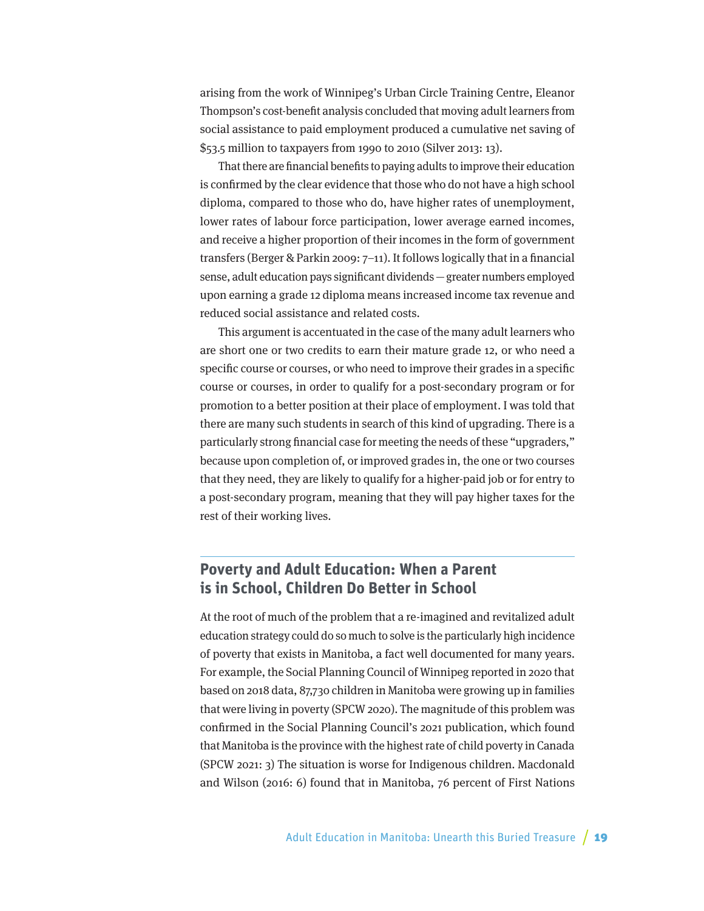arising from the work of Winnipeg's Urban Circle Training Centre, Eleanor Thompson's cost-benefit analysis concluded that moving adult learners from social assistance to paid employment produced a cumulative net saving of $53.5 million to taxpayers from 1990 to 2010 (Silver 2013: 13).

That there are financial benefits to paying adults to improve their education is confirmed by the clear evidence that those who do not have a high school diploma, compared to those who do, have higher rates of unemployment, lower rates of labour force participation, lower average earned incomes, and receive a higher proportion of their incomes in the form of government transfers (Berger & Parkin 2009: 7–11). It follows logically that in a financial sense, adult education pays significant dividends — greater numbers employed upon earning a grade 12 diploma means increased income tax revenue and reduced social assistance and related costs.

This argument is accentuated in the case of the many adult learners who are short one or two credits to earn their mature grade 12, or who need a specific course or courses, or who need to improve their grades in a specific course or courses, in order to qualify for a post-secondary program or for promotion to a better position at their place of employment. I was told that there are many such students in search of this kind of upgrading. There is a particularly strong financial case for meeting the needs of these "upgraders," because upon completion of, or improved grades in, the one or two courses that they need, they are likely to qualify for a higher-paid job or for entry to a post-secondary program, meaning that they will pay higher taxes for the rest of their working lives.

## Poverty and Adult Education: When a Parent is in School, Children Do Better in School

At the root of much of the problem that a re-imagined and revitalized adult education strategy could do so much to solve is the particularly high incidence of poverty that exists in Manitoba, a fact well documented for many years. For example, the Social Planning Council of Winnipeg reported in 2020 that based on 2018 data, 87,730 children in Manitoba were growing up in families that were living in poverty (SPCW 2020). The magnitude of this problem was confirmed in the Social Planning Council's 2021 publication, which found that Manitoba is the province with the highest rate of child poverty in Canada (SPCW 2021: 3) The situation is worse for Indigenous children. Macdonald and Wilson (2016: 6) found that in Manitoba, 76 percent of First Nations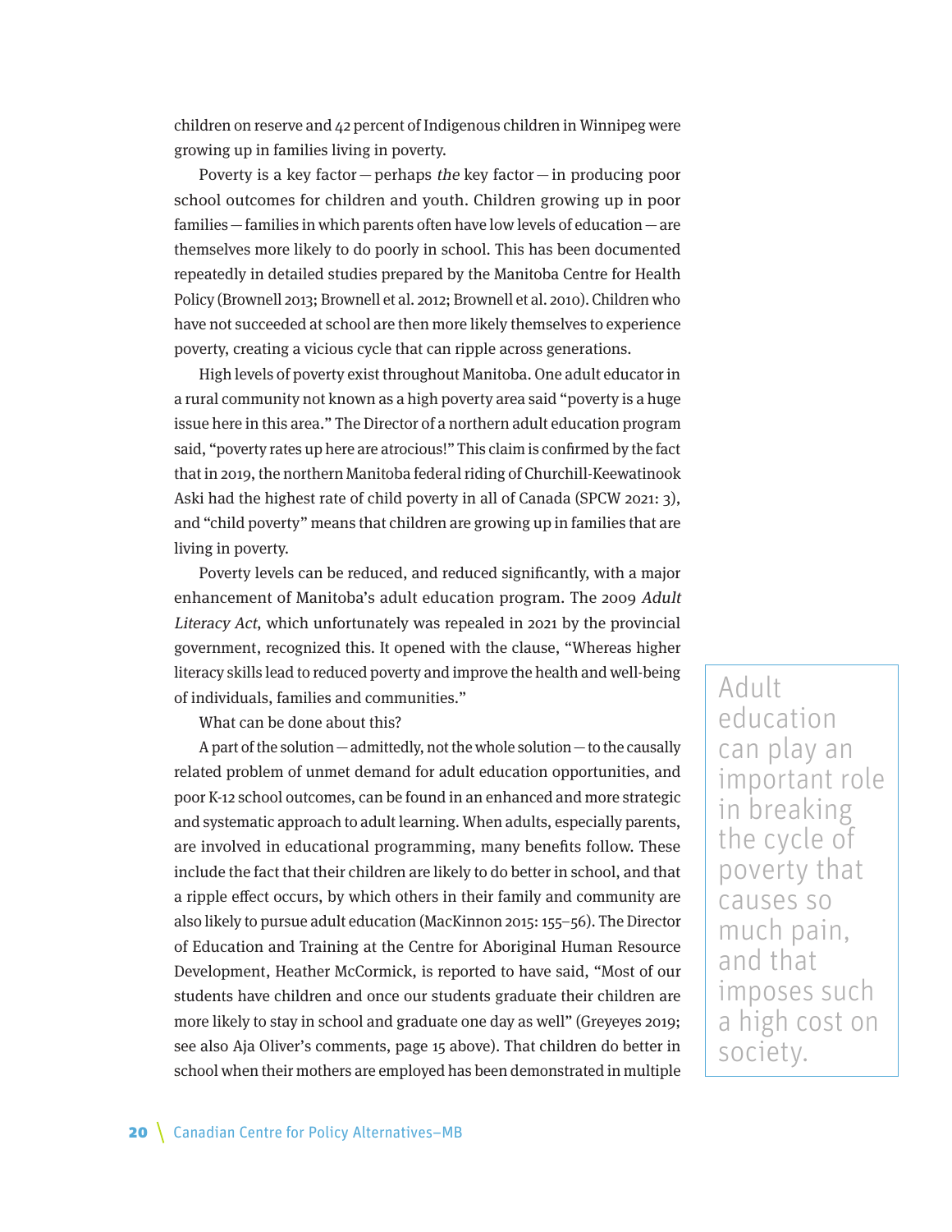children on reserve and 42 percent of Indigenous children in Winnipeg were growing up in families living in poverty.

Poverty is a key factor — perhaps *the* key factor — in producing poor school outcomes for children and youth. Children growing up in poor families — families in which parents often have low levels of education — are themselves more likely to do poorly in school. This has been documented repeatedly in detailed studies prepared by the Manitoba Centre for Health Policy (Brownell 2013; Brownell et al. 2012; Brownell et al. 2010). Children who have not succeeded at school are then more likely themselves to experience poverty, creating a vicious cycle that can ripple across generations.

High levels of poverty exist throughout Manitoba. One adult educator in a rural community not known as a high poverty area said "poverty is a huge issue here in this area." The Director of a northern adult education program said, "poverty rates up here are atrocious!" This claim is confirmed by the fact that in 2019, the northern Manitoba federal riding of Churchill-Keewatinook Aski had the highest rate of child poverty in all of Canada (SPCW 2021: 3), and "child poverty" means that children are growing up in families that are living in poverty.

Poverty levels can be reduced, and reduced significantly, with a major enhancement of Manitoba's adult education program. The 2009 *Adult Literacy Act*, which unfortunately was repealed in 2021 by the provincial government, recognized this. It opened with the clause, "Whereas higher literacy skills lead to reduced poverty and improve the health and well-being of individuals, families and communities."

> Adult education can play an important role in breaking the cycle of poverty that causes so much pain, and that imposes such a high cost on society.

What can be done about this?

A part of the solution — admittedly, not the whole solution — to the causally related problem of unmet demand for adult education opportunities, and poor K-12 school outcomes, can be found in an enhanced and more strategic and systematic approach to adult learning. When adults, especially parents, are involved in educational programming, many benefits follow. These include the fact that their children are likely to do better in school, and that a ripple effect occurs, by which others in their family and community are also likely to pursue adult education (MacKinnon 2015: 155–56). The Director of Education and Training at the Centre for Aboriginal Human Resource Development, Heather McCormick, is reported to have said, "Most of our students have children and once our students graduate their children are more likely to stay in school and graduate one day as well" (Greyeyes 2019; see also Aja Oliver's comments, page 15 above). That children do better in school when their mothers are employed has been demonstrated in multiple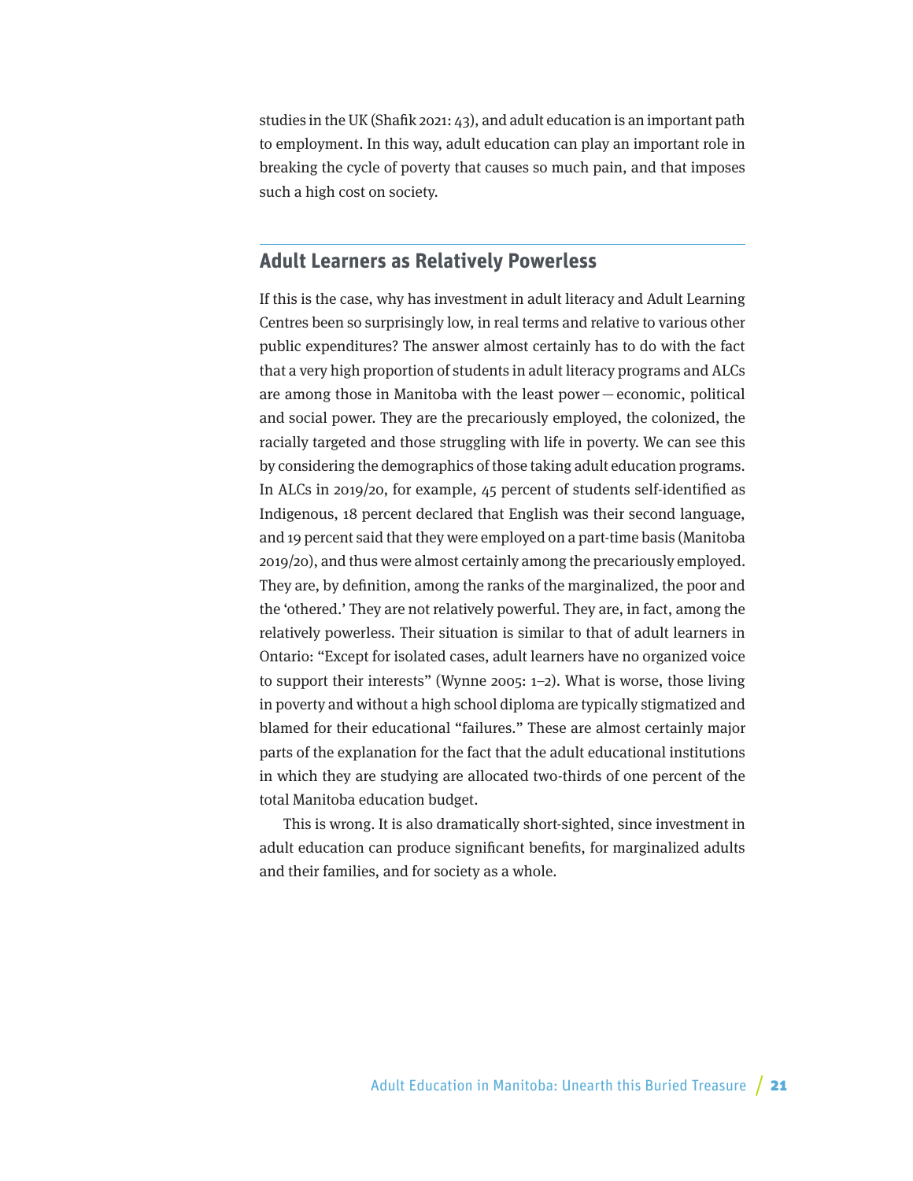studies in the UK (Shafik 2021: 43), and adult education is an important path to employment. In this way, adult education can play an important role in breaking the cycle of poverty that causes so much pain, and that imposes such a high cost on society.

## Adult Learners as Relatively Powerless

If this is the case, why has investment in adult literacy and Adult Learning Centres been so surprisingly low, in real terms and relative to various other public expenditures? The answer almost certainly has to do with the fact that a very high proportion of students in adult literacy programs and ALCs are among those in Manitoba with the least power — economic, political and social power. They are the precariously employed, the colonized, the racially targeted and those struggling with life in poverty. We can see this by considering the demographics of those taking adult education programs. In ALCs in 2019/20, for example, 45 percent of students self-identified as Indigenous, 18 percent declared that English was their second language, and 19 percent said that they were employed on a part-time basis (Manitoba 2019/20), and thus were almost certainly among the precariously employed. They are, by definition, among the ranks of the marginalized, the poor and the 'othered.' They are not relatively powerful. They are, in fact, among the relatively powerless. Their situation is similar to that of adult learners in Ontario: "Except for isolated cases, adult learners have no organized voice to support their interests" (Wynne 2005: 1–2). What is worse, those living in poverty and without a high school diploma are typically stigmatized and blamed for their educational "failures." These are almost certainly major parts of the explanation for the fact that the adult educational institutions in which they are studying are allocated two-thirds of one percent of the total Manitoba education budget.

This is wrong. It is also dramatically short-sighted, since investment in adult education can produce significant benefits, for marginalized adults and their families, and for society as a whole.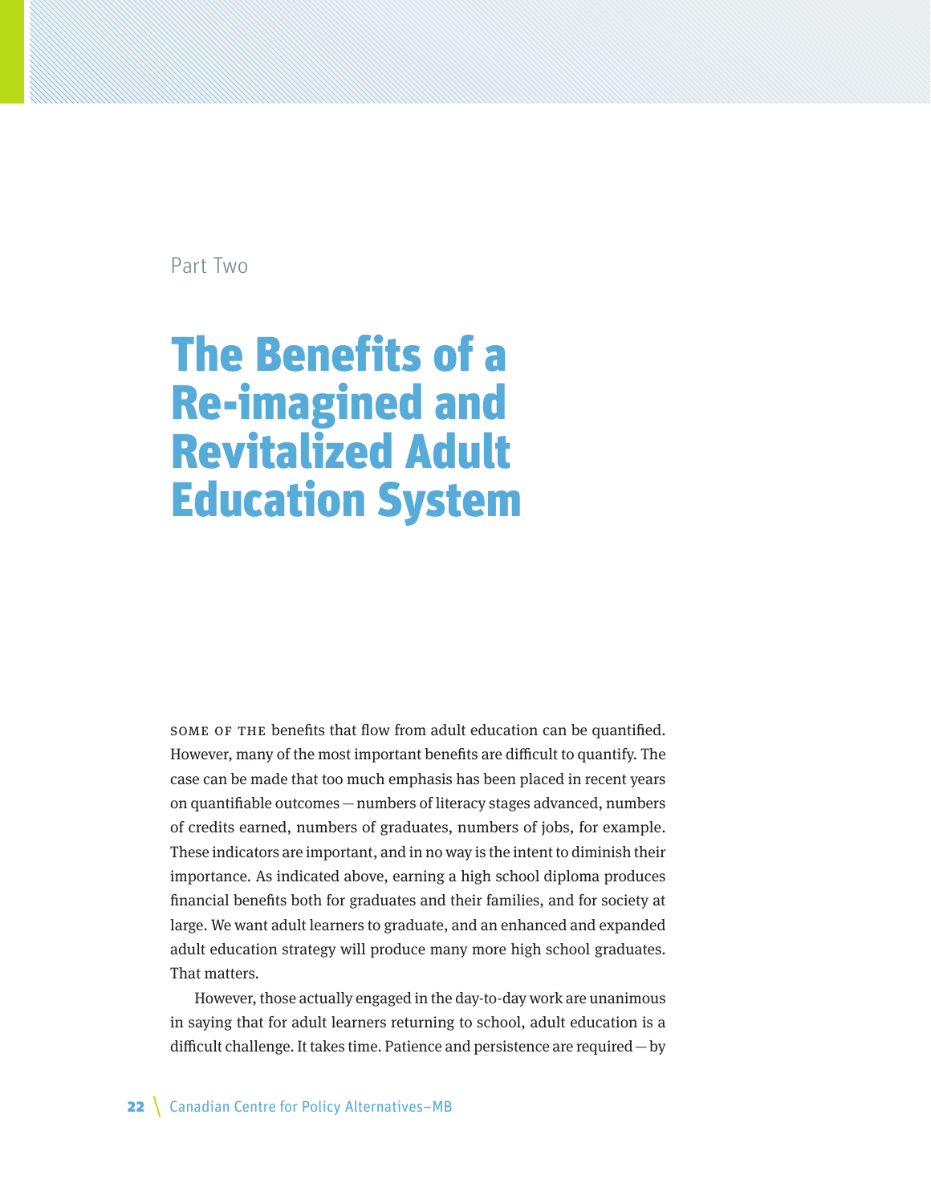Part Two

# The Benefits of a Re-imagined and Revitalized Adult Education System

SOME OF THE benefits that flow from adult education can be quantified. However, many of the most important benefits are difficult to quantify. The case can be made that too much emphasis has been placed in recent years on quantifiable outcomes — numbers of literacy stages advanced, numbers of credits earned, numbers of graduates, numbers of jobs, for example. These indicators are important, and in no way is the intent to diminish their importance. As indicated above, earning a high school diploma produces financial benefits both for graduates and their families, and for society at large. We want adult learners to graduate, and an enhanced and expanded adult education strategy will produce many more high school graduates. That matters.

However, those actually engaged in the day-to-day work are unanimous in saying that for adult learners returning to school, adult education is a difficult challenge. It takes time. Patience and persistence are required — by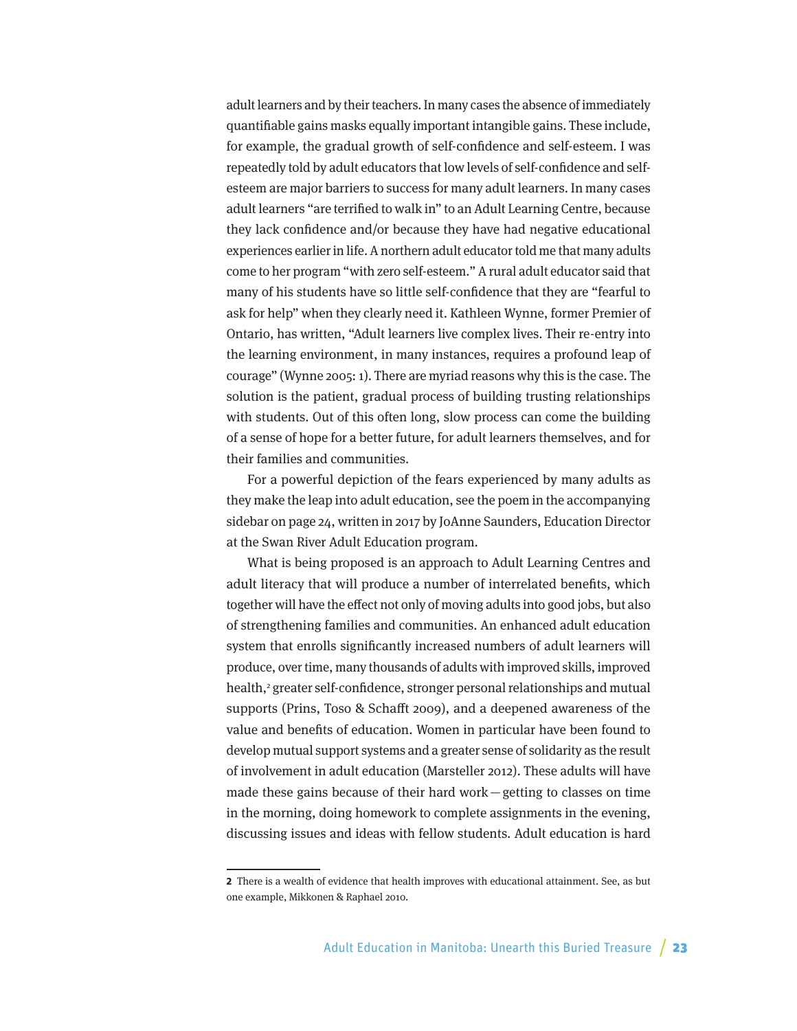adult learners and by their teachers. In many cases the absence of immediately quantifiable gains masks equally important intangible gains. These include, for example, the gradual growth of self-confidence and self-esteem. I was repeatedly told by adult educators that low levels of self-confidence and self-esteem are major barriers to success for many adult learners. In many cases adult learners "are terrified to walk in" to an Adult Learning Centre, because they lack confidence and/or because they have had negative educational experiences earlier in life. A northern adult educator told me that many adults come to her program "with zero self-esteem." A rural adult educator said that many of his students have so little self-confidence that they are "fearful to ask for help" when they clearly need it. Kathleen Wynne, former Premier of Ontario, has written, "Adult learners live complex lives. Their re-entry into the learning environment, in many instances, requires a profound leap of courage" (Wynne 2005: 1). There are myriad reasons why this is the case. The solution is the patient, gradual process of building trusting relationships with students. Out of this often long, slow process can come the building of a sense of hope for a better future, for adult learners themselves, and for their families and communities.

For a powerful depiction of the fears experienced by many adults as they make the leap into adult education, see the poem in the accompanying sidebar on page 24, written in 2017 by JoAnne Saunders, Education Director at the Swan River Adult Education program.

What is being proposed is an approach to Adult Learning Centres and adult literacy that will produce a number of interrelated benefits, which together will have the effect not only of moving adults into good jobs, but also of strengthening families and communities. An enhanced adult education system that enrolls significantly increased numbers of adult learners will produce, over time, many thousands of adults with improved skills, improved health,[2] greater self-confidence, stronger personal relationships and mutual supports (Prins, Toso & Schafft 2009), and a deepened awareness of the value and benefits of education. Women in particular have been found to develop mutual support systems and a greater sense of solidarity as the result of involvement in adult education (Marsteller 2012). These adults will have made these gains because of their hard work—getting to classes on time in the morning, doing homework to complete assignments in the evening, discussing issues and ideas with fellow students. Adult education is hard

---

**2** There is a wealth of evidence that health improves with educational attainment. See, as but one example, Mikkonen & Raphael 2010.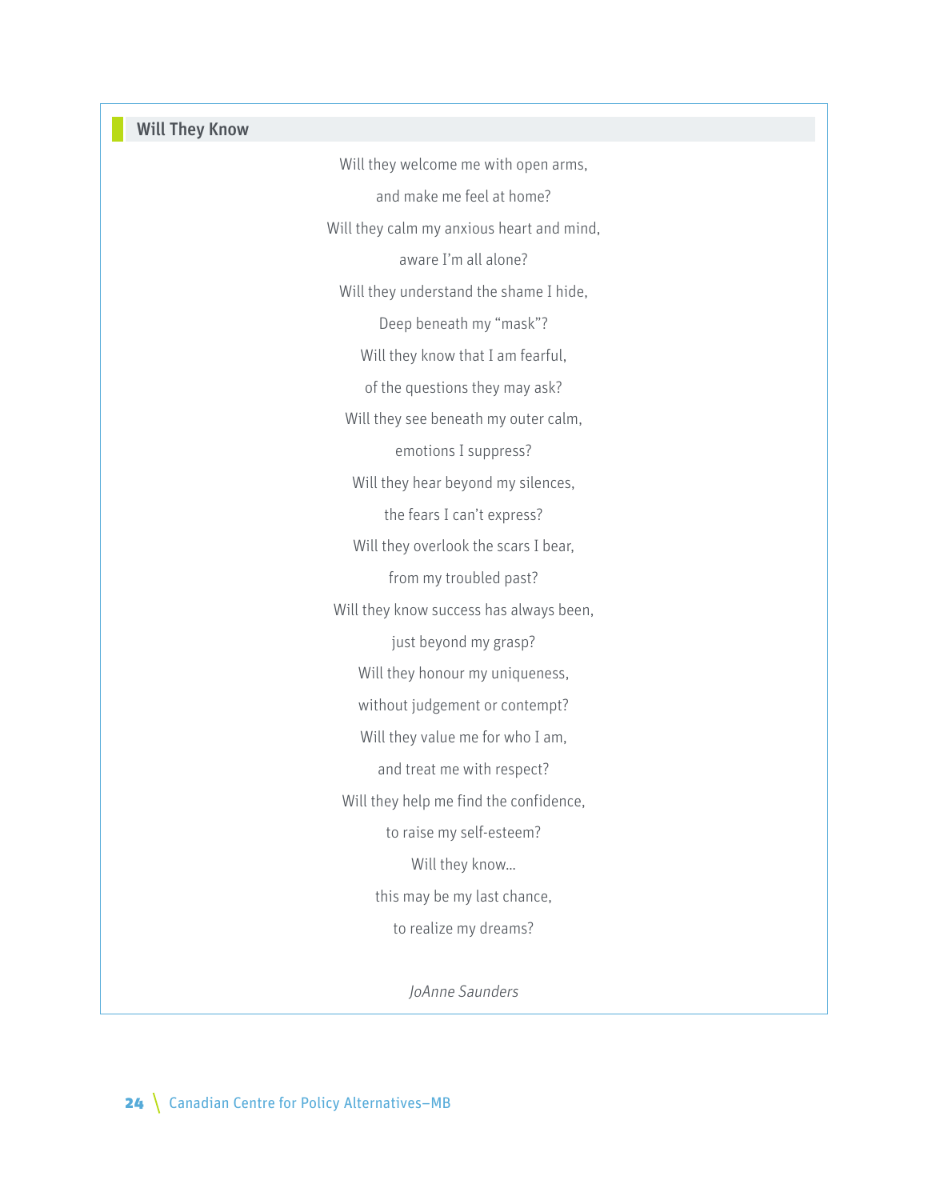## Will They Know

Will they welcome me with open arms,

and make me feel at home?

Will they calm my anxious heart and mind,

aware I'm all alone?

Will they understand the shame I hide,

Deep beneath my "mask"?

Will they know that I am fearful,

of the questions they may ask?

Will they see beneath my outer calm,

emotions I suppress?

Will they hear beyond my silences,

the fears I can't express?

Will they overlook the scars I bear,

from my troubled past?

Will they know success has always been,

just beyond my grasp?

Will they honour my uniqueness,

without judgement or contempt?

Will they value me for who I am,

and treat me with respect?

Will they help me find the confidence,

to raise my self-esteem?

Will they know…

this may be my last chance,

to realize my dreams?

*JoAnne Saunders*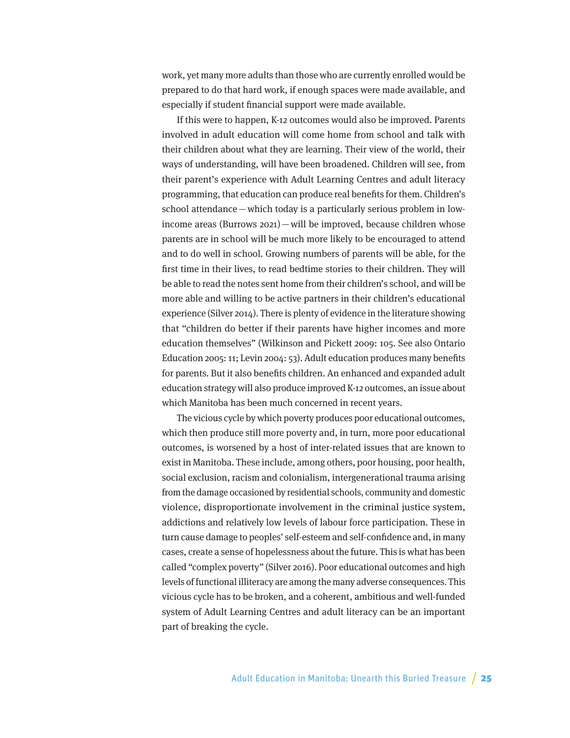work, yet many more adults than those who are currently enrolled would be prepared to do that hard work, if enough spaces were made available, and especially if student financial support were made available.

If this were to happen, K-12 outcomes would also be improved. Parents involved in adult education will come home from school and talk with their children about what they are learning. Their view of the world, their ways of understanding, will have been broadened. Children will see, from their parent's experience with Adult Learning Centres and adult literacy programming, that education can produce real benefits for them. Children's school attendance — which today is a particularly serious problem in low-income areas (Burrows 2021) — will be improved, because children whose parents are in school will be much more likely to be encouraged to attend and to do well in school. Growing numbers of parents will be able, for the first time in their lives, to read bedtime stories to their children. They will be able to read the notes sent home from their children's school, and will be more able and willing to be active partners in their children's educational experience (Silver 2014). There is plenty of evidence in the literature showing that "children do better if their parents have higher incomes and more education themselves" (Wilkinson and Pickett 2009: 105. See also Ontario Education 2005: 11; Levin 2004: 53). Adult education produces many benefits for parents. But it also benefits children. An enhanced and expanded adult education strategy will also produce improved K-12 outcomes, an issue about which Manitoba has been much concerned in recent years.

The vicious cycle by which poverty produces poor educational outcomes, which then produce still more poverty and, in turn, more poor educational outcomes, is worsened by a host of inter-related issues that are known to exist in Manitoba. These include, among others, poor housing, poor health, social exclusion, racism and colonialism, intergenerational trauma arising from the damage occasioned by residential schools, community and domestic violence, disproportionate involvement in the criminal justice system, addictions and relatively low levels of labour force participation. These in turn cause damage to peoples' self-esteem and self-confidence and, in many cases, create a sense of hopelessness about the future. This is what has been called "complex poverty" (Silver 2016). Poor educational outcomes and high levels of functional illiteracy are among the many adverse consequences. This vicious cycle has to be broken, and a coherent, ambitious and well-funded system of Adult Learning Centres and adult literacy can be an important part of breaking the cycle.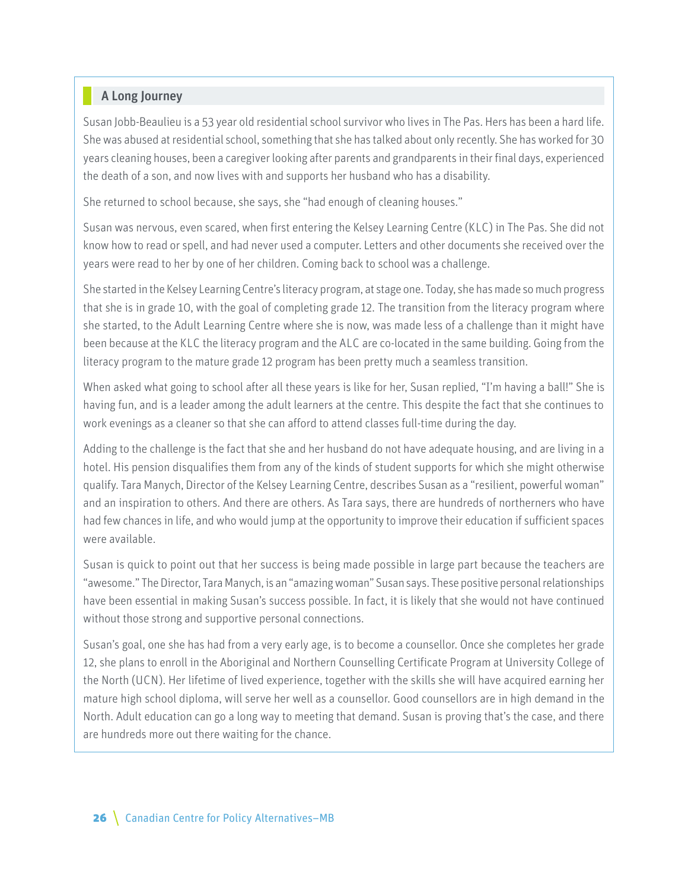### A Long Journey

Susan Jobb-Beaulieu is a 53 year old residential school survivor who lives in The Pas. Hers has been a hard life. She was abused at residential school, something that she has talked about only recently. She has worked for 30 years cleaning houses, been a caregiver looking after parents and grandparents in their final days, experienced the death of a son, and now lives with and supports her husband who has a disability.

She returned to school because, she says, she "had enough of cleaning houses."

Susan was nervous, even scared, when first entering the Kelsey Learning Centre (KLC) in The Pas. She did not know how to read or spell, and had never used a computer. Letters and other documents she received over the years were read to her by one of her children. Coming back to school was a challenge.

She started in the Kelsey Learning Centre's literacy program, at stage one. Today, she has made so much progress that she is in grade 10, with the goal of completing grade 12. The transition from the literacy program where she started, to the Adult Learning Centre where she is now, was made less of a challenge than it might have been because at the KLC the literacy program and the ALC are co-located in the same building. Going from the literacy program to the mature grade 12 program has been pretty much a seamless transition.

When asked what going to school after all these years is like for her, Susan replied, "I'm having a ball!" She is having fun, and is a leader among the adult learners at the centre. This despite the fact that she continues to work evenings as a cleaner so that she can afford to attend classes full-time during the day.

Adding to the challenge is the fact that she and her husband do not have adequate housing, and are living in a hotel. His pension disqualifies them from any of the kinds of student supports for which she might otherwise qualify. Tara Manych, Director of the Kelsey Learning Centre, describes Susan as a "resilient, powerful woman" and an inspiration to others. And there are others. As Tara says, there are hundreds of northerners who have had few chances in life, and who would jump at the opportunity to improve their education if sufficient spaces were available.

Susan is quick to point out that her success is being made possible in large part because the teachers are "awesome." The Director, Tara Manych, is an "amazing woman" Susan says. These positive personal relationships have been essential in making Susan's success possible. In fact, it is likely that she would not have continued without those strong and supportive personal connections.

Susan's goal, one she has had from a very early age, is to become a counsellor. Once she completes her grade 12, she plans to enroll in the Aboriginal and Northern Counselling Certificate Program at University College of the North (UCN). Her lifetime of lived experience, together with the skills she will have acquired earning her mature high school diploma, will serve her well as a counsellor. Good counsellors are in high demand in the North. Adult education can go a long way to meeting that demand. Susan is proving that's the case, and there are hundreds more out there waiting for the chance.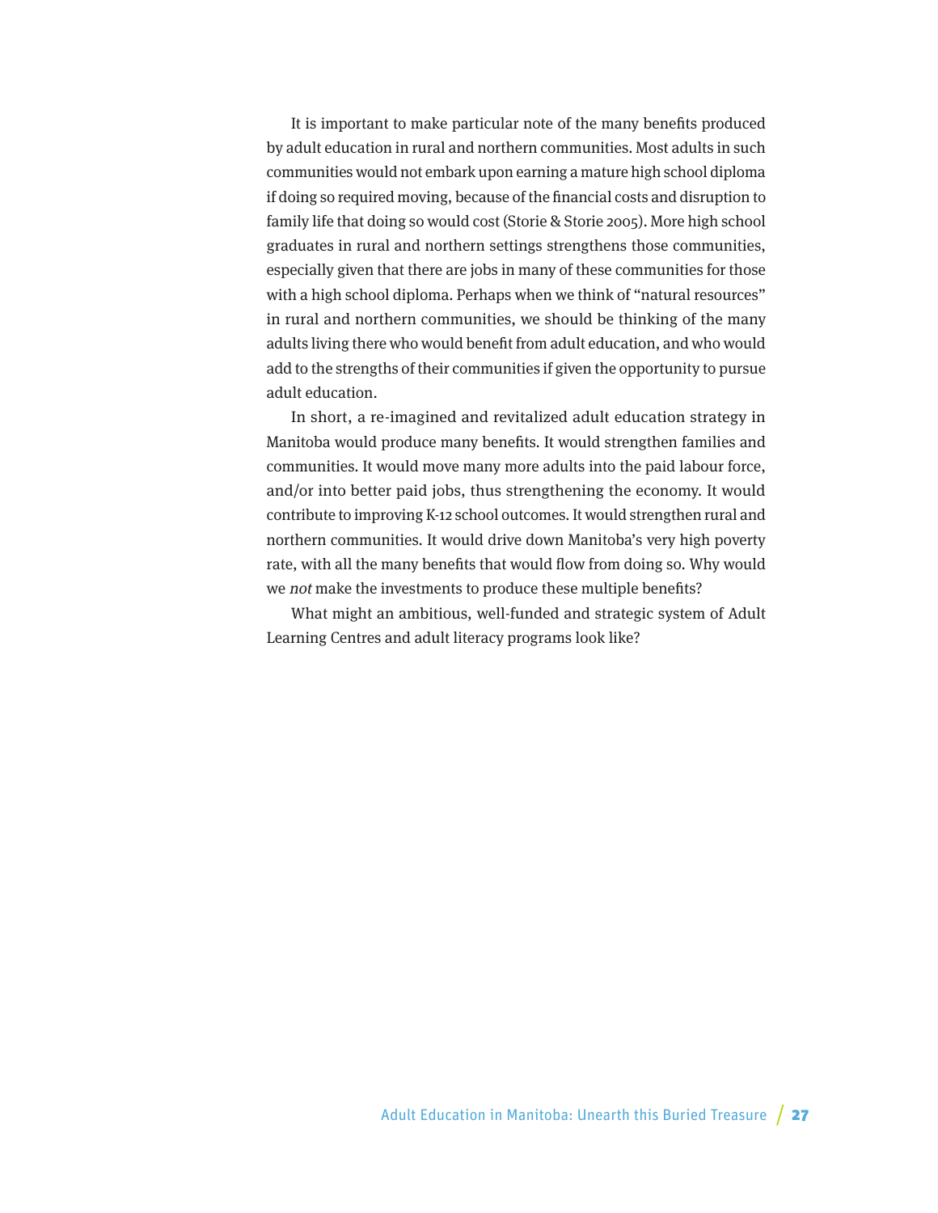It is important to make particular note of the many benefits produced by adult education in rural and northern communities. Most adults in such communities would not embark upon earning a mature high school diploma if doing so required moving, because of the financial costs and disruption to family life that doing so would cost (Storie & Storie 2005). More high school graduates in rural and northern settings strengthens those communities, especially given that there are jobs in many of these communities for those with a high school diploma. Perhaps when we think of "natural resources" in rural and northern communities, we should be thinking of the many adults living there who would benefit from adult education, and who would add to the strengths of their communities if given the opportunity to pursue adult education.

In short, a re-imagined and revitalized adult education strategy in Manitoba would produce many benefits. It would strengthen families and communities. It would move many more adults into the paid labour force, and/or into better paid jobs, thus strengthening the economy. It would contribute to improving K-12 school outcomes. It would strengthen rural and northern communities. It would drive down Manitoba's very high poverty rate, with all the many benefits that would flow from doing so. Why would we *not* make the investments to produce these multiple benefits?

What might an ambitious, well-funded and strategic system of Adult Learning Centres and adult literacy programs look like?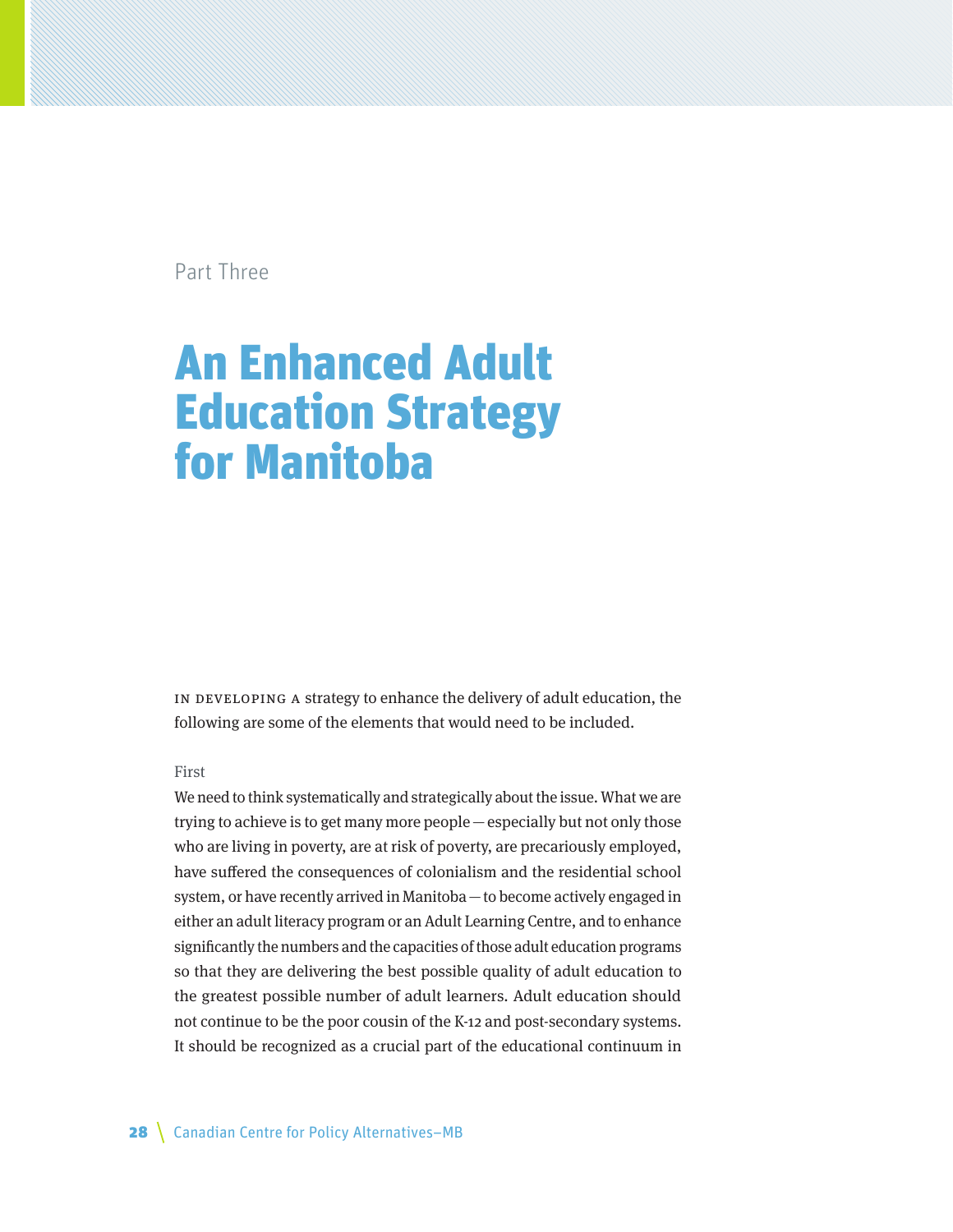Part Three

# An Enhanced Adult Education Strategy for Manitoba

In developing a strategy to enhance the delivery of adult education, the following are some of the elements that would need to be included.

### First

We need to think systematically and strategically about the issue. What we are trying to achieve is to get many more people — especially but not only those who are living in poverty, are at risk of poverty, are precariously employed, have suffered the consequences of colonialism and the residential school system, or have recently arrived in Manitoba — to become actively engaged in either an adult literacy program or an Adult Learning Centre, and to enhance significantly the numbers and the capacities of those adult education programs so that they are delivering the best possible quality of adult education to the greatest possible number of adult learners. Adult education should not continue to be the poor cousin of the K-12 and post-secondary systems. It should be recognized as a crucial part of the educational continuum in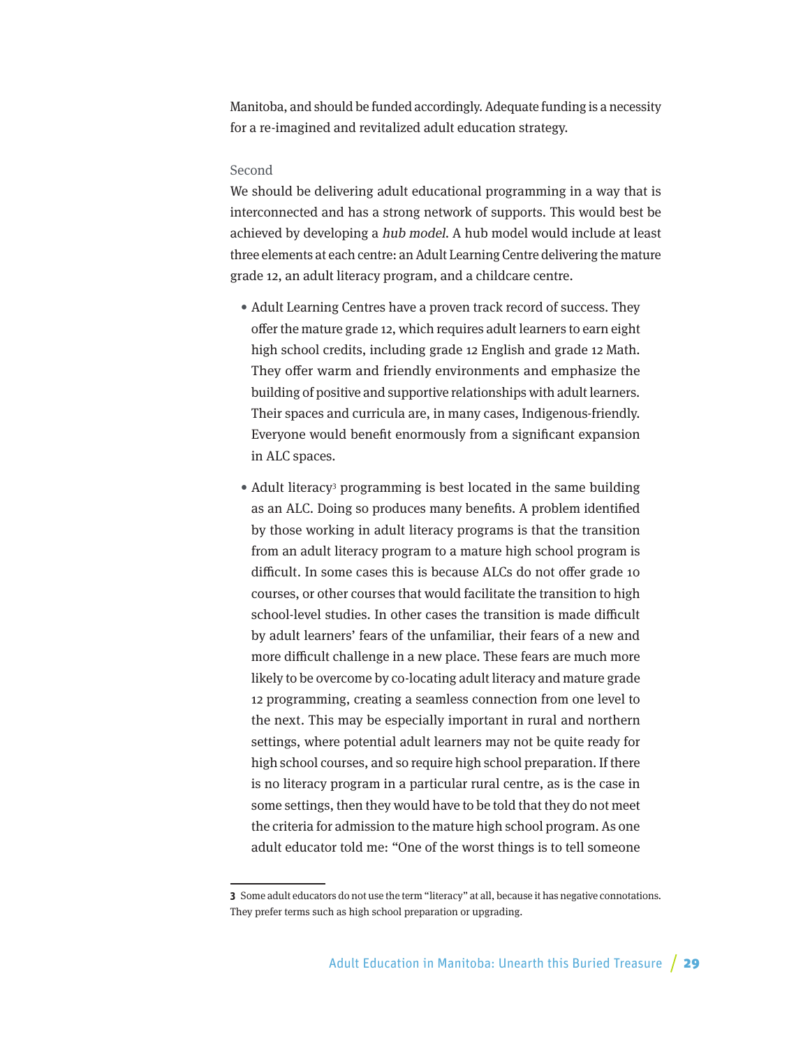Manitoba, and should be funded accordingly. Adequate funding is a necessity for a re-imagined and revitalized adult education strategy.

### Second

We should be delivering adult educational programming in a way that is interconnected and has a strong network of supports. This would best be achieved by developing a *hub model*. A hub model would include at least three elements at each centre: an Adult Learning Centre delivering the mature grade 12, an adult literacy program, and a childcare centre.

- Adult Learning Centres have a proven track record of success. They offer the mature grade 12, which requires adult learners to earn eight high school credits, including grade 12 English and grade 12 Math. They offer warm and friendly environments and emphasize the building of positive and supportive relationships with adult learners. Their spaces and curricula are, in many cases, Indigenous-friendly. Everyone would benefit enormously from a significant expansion in ALC spaces.

- Adult literacy[3] programming is best located in the same building as an ALC. Doing so produces many benefits. A problem identified by those working in adult literacy programs is that the transition from an adult literacy program to a mature high school program is difficult. In some cases this is because ALCs do not offer grade 10 courses, or other courses that would facilitate the transition to high school-level studies. In other cases the transition is made difficult by adult learners' fears of the unfamiliar, their fears of a new and more difficult challenge in a new place. These fears are much more likely to be overcome by co-locating adult literacy and mature grade 12 programming, creating a seamless connection from one level to the next. This may be especially important in rural and northern settings, where potential adult learners may not be quite ready for high school courses, and so require high school preparation. If there is no literacy program in a particular rural centre, as is the case in some settings, then they would have to be told that they do not meet the criteria for admission to the mature high school program. As one adult educator told me: "One of the worst things is to tell someone

---

**3** Some adult educators do not use the term "literacy" at all, because it has negative connotations. They prefer terms such as high school preparation or upgrading.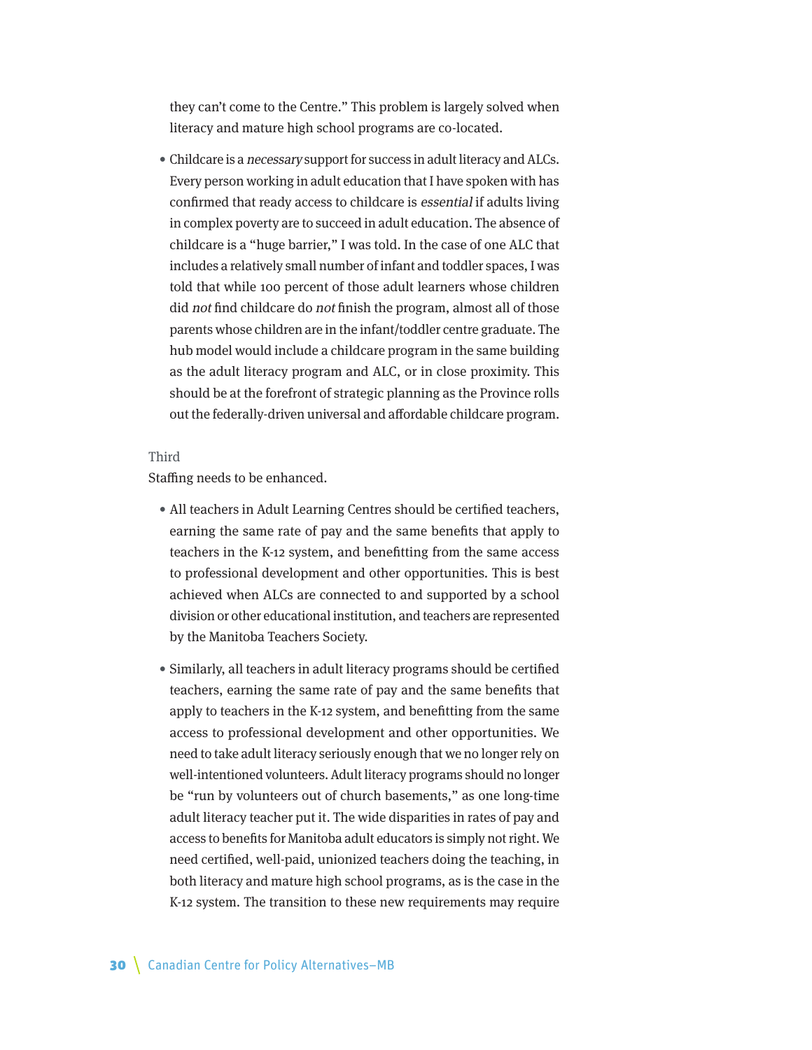they can't come to the Centre." This problem is largely solved when literacy and mature high school programs are co-located.

- Childcare is a *necessary* support for success in adult literacy and ALCs. Every person working in adult education that I have spoken with has confirmed that ready access to childcare is *essential* if adults living in complex poverty are to succeed in adult education. The absence of childcare is a "huge barrier," I was told. In the case of one ALC that includes a relatively small number of infant and toddler spaces, I was told that while 100 percent of those adult learners whose children did *not* find childcare do *not* finish the program, almost all of those parents whose children are in the infant/toddler centre graduate. The hub model would include a childcare program in the same building as the adult literacy program and ALC, or in close proximity. This should be at the forefront of strategic planning as the Province rolls out the federally-driven universal and affordable childcare program.

Third

Staffing needs to be enhanced.

- All teachers in Adult Learning Centres should be certified teachers, earning the same rate of pay and the same benefits that apply to teachers in the K-12 system, and benefitting from the same access to professional development and other opportunities. This is best achieved when ALCs are connected to and supported by a school division or other educational institution, and teachers are represented by the Manitoba Teachers Society.

- Similarly, all teachers in adult literacy programs should be certified teachers, earning the same rate of pay and the same benefits that apply to teachers in the K-12 system, and benefitting from the same access to professional development and other opportunities. We need to take adult literacy seriously enough that we no longer rely on well-intentioned volunteers. Adult literacy programs should no longer be "run by volunteers out of church basements," as one long-time adult literacy teacher put it. The wide disparities in rates of pay and access to benefits for Manitoba adult educators is simply not right. We need certified, well-paid, unionized teachers doing the teaching, in both literacy and mature high school programs, as is the case in the K-12 system. The transition to these new requirements may require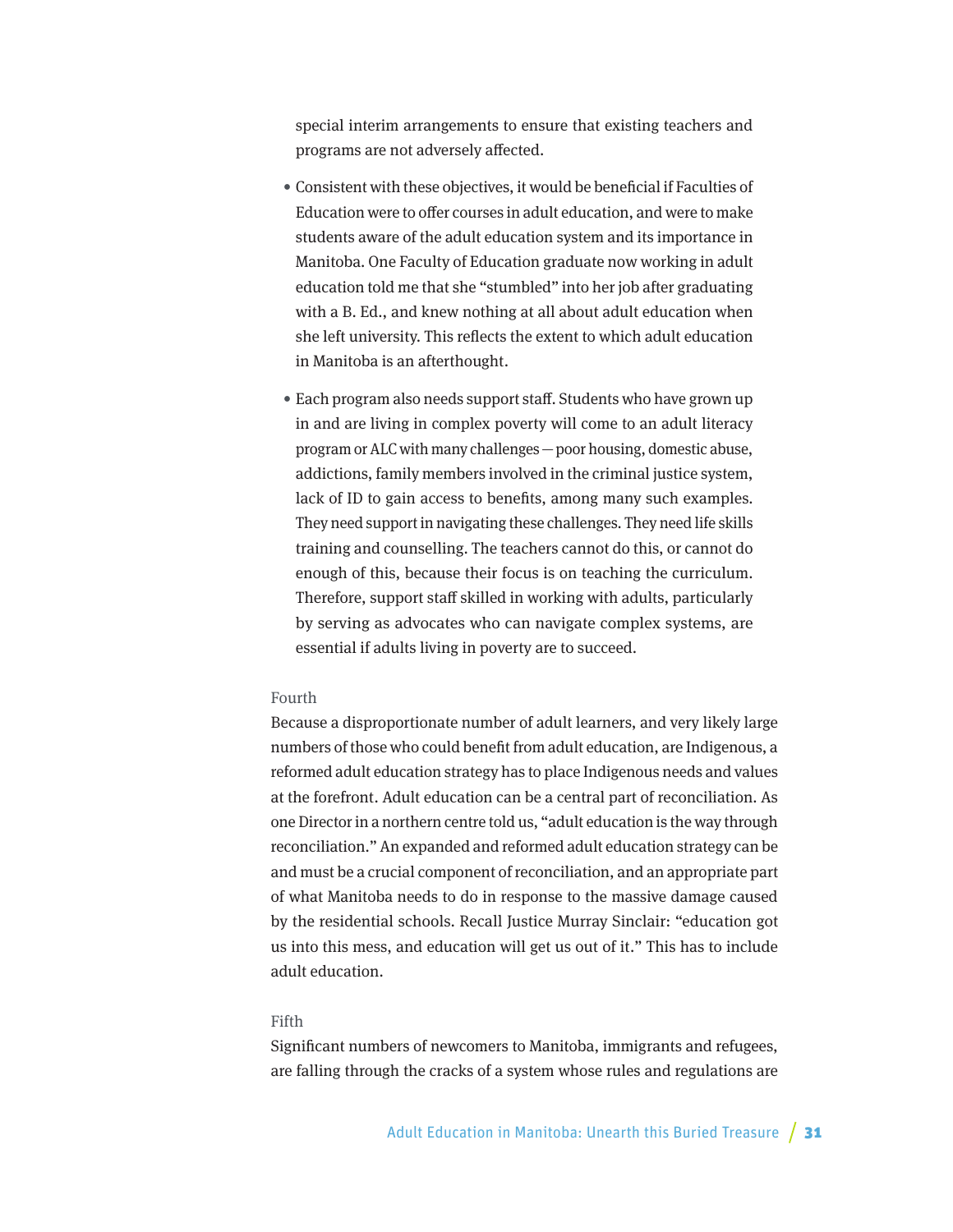special interim arrangements to ensure that existing teachers and programs are not adversely affected.

- Consistent with these objectives, it would be beneficial if Faculties of Education were to offer courses in adult education, and were to make students aware of the adult education system and its importance in Manitoba. One Faculty of Education graduate now working in adult education told me that she "stumbled" into her job after graduating with a B. Ed., and knew nothing at all about adult education when she left university. This reflects the extent to which adult education in Manitoba is an afterthought.

- Each program also needs support staff. Students who have grown up in and are living in complex poverty will come to an adult literacy program or ALC with many challenges — poor housing, domestic abuse, addictions, family members involved in the criminal justice system, lack of ID to gain access to benefits, among many such examples. They need support in navigating these challenges. They need life skills training and counselling. The teachers cannot do this, or cannot do enough of this, because their focus is on teaching the curriculum. Therefore, support staff skilled in working with adults, particularly by serving as advocates who can navigate complex systems, are essential if adults living in poverty are to succeed.

### Fourth

Because a disproportionate number of adult learners, and very likely large numbers of those who could benefit from adult education, are Indigenous, a reformed adult education strategy has to place Indigenous needs and values at the forefront. Adult education can be a central part of reconciliation. As one Director in a northern centre told us, "adult education is the way through reconciliation." An expanded and reformed adult education strategy can be and must be a crucial component of reconciliation, and an appropriate part of what Manitoba needs to do in response to the massive damage caused by the residential schools. Recall Justice Murray Sinclair: "education got us into this mess, and education will get us out of it." This has to include adult education.

### Fifth

Significant numbers of newcomers to Manitoba, immigrants and refugees, are falling through the cracks of a system whose rules and regulations are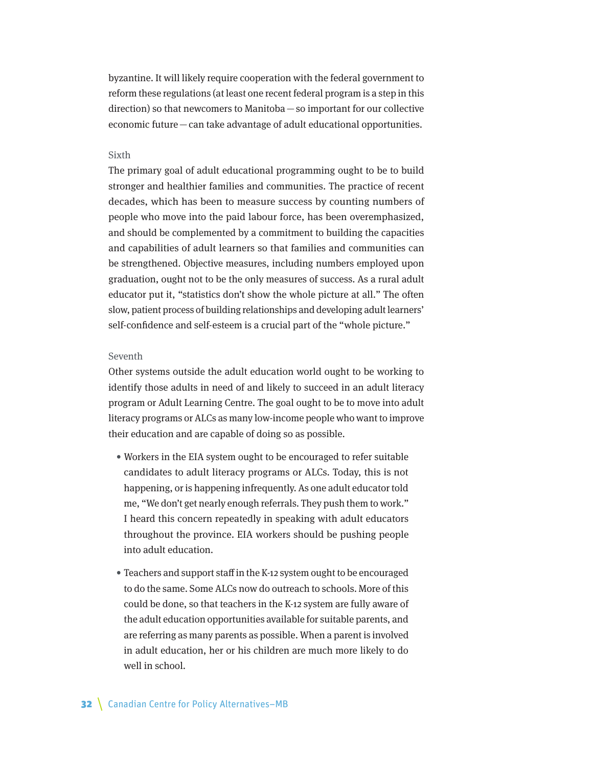byzantine. It will likely require cooperation with the federal government to reform these regulations (at least one recent federal program is a step in this direction) so that newcomers to Manitoba — so important for our collective economic future — can take advantage of adult educational opportunities.

### Sixth

The primary goal of adult educational programming ought to be to build stronger and healthier families and communities. The practice of recent decades, which has been to measure success by counting numbers of people who move into the paid labour force, has been overemphasized, and should be complemented by a commitment to building the capacities and capabilities of adult learners so that families and communities can be strengthened. Objective measures, including numbers employed upon graduation, ought not to be the only measures of success. As a rural adult educator put it, "statistics don't show the whole picture at all." The often slow, patient process of building relationships and developing adult learners' self-confidence and self-esteem is a crucial part of the "whole picture."

### Seventh

Other systems outside the adult education world ought to be working to identify those adults in need of and likely to succeed in an adult literacy program or Adult Learning Centre. The goal ought to be to move into adult literacy programs or ALCs as many low-income people who want to improve their education and are capable of doing so as possible.

- Workers in the EIA system ought to be encouraged to refer suitable candidates to adult literacy programs or ALCs. Today, this is not happening, or is happening infrequently. As one adult educator told me, "We don't get nearly enough referrals. They push them to work." I heard this concern repeatedly in speaking with adult educators throughout the province. EIA workers should be pushing people into adult education.

- Teachers and support staff in the K-12 system ought to be encouraged to do the same. Some ALCs now do outreach to schools. More of this could be done, so that teachers in the K-12 system are fully aware of the adult education opportunities available for suitable parents, and are referring as many parents as possible. When a parent is involved in adult education, her or his children are much more likely to do well in school.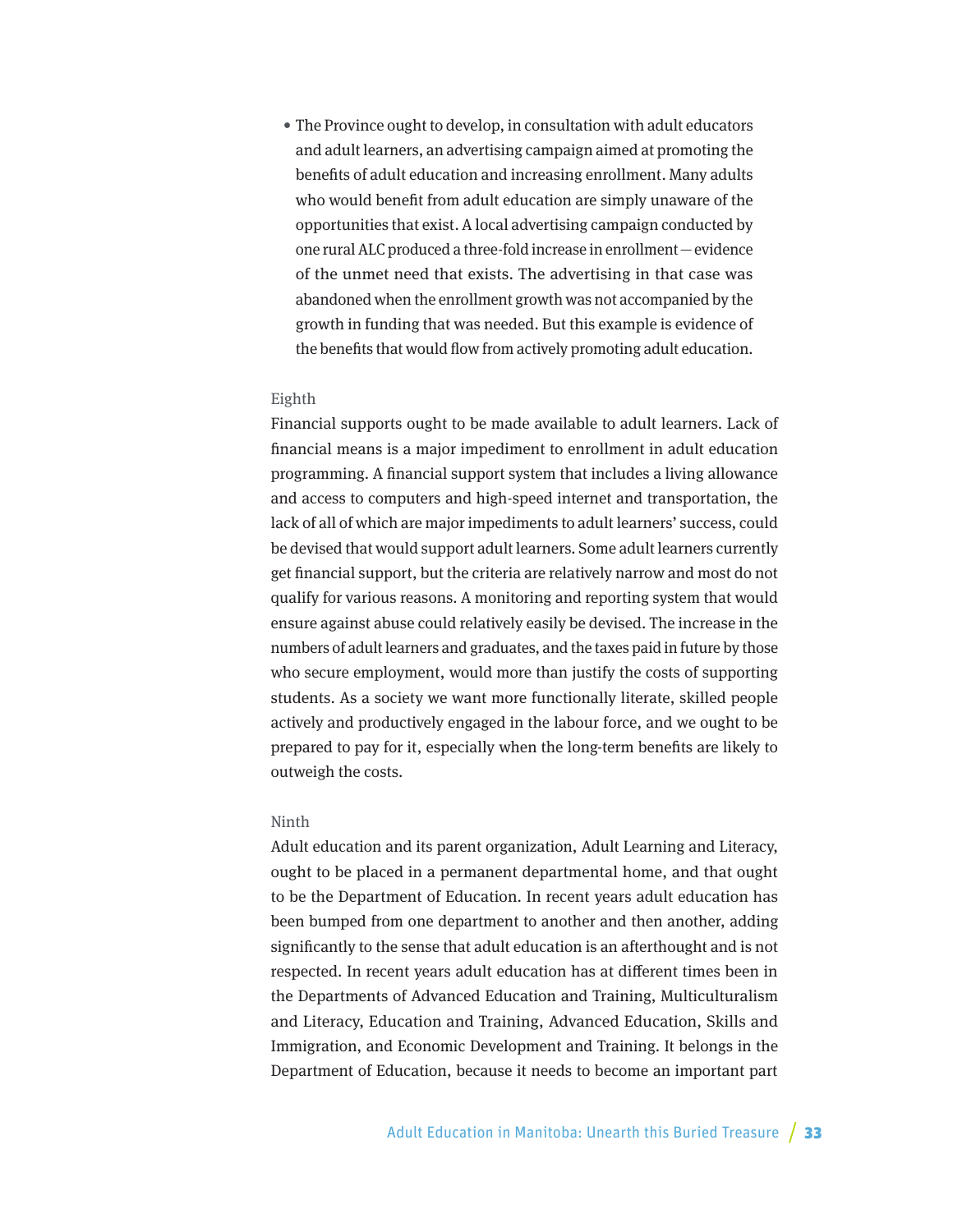- The Province ought to develop, in consultation with adult educators and adult learners, an advertising campaign aimed at promoting the benefits of adult education and increasing enrollment. Many adults who would benefit from adult education are simply unaware of the opportunities that exist. A local advertising campaign conducted by one rural ALC produced a three-fold increase in enrollment—evidence of the unmet need that exists. The advertising in that case was abandoned when the enrollment growth was not accompanied by the growth in funding that was needed. But this example is evidence of the benefits that would flow from actively promoting adult education.

Eighth

Financial supports ought to be made available to adult learners. Lack of financial means is a major impediment to enrollment in adult education programming. A financial support system that includes a living allowance and access to computers and high-speed internet and transportation, the lack of all of which are major impediments to adult learners' success, could be devised that would support adult learners. Some adult learners currently get financial support, but the criteria are relatively narrow and most do not qualify for various reasons. A monitoring and reporting system that would ensure against abuse could relatively easily be devised. The increase in the numbers of adult learners and graduates, and the taxes paid in future by those who secure employment, would more than justify the costs of supporting students. As a society we want more functionally literate, skilled people actively and productively engaged in the labour force, and we ought to be prepared to pay for it, especially when the long-term benefits are likely to outweigh the costs.

Ninth

Adult education and its parent organization, Adult Learning and Literacy, ought to be placed in a permanent departmental home, and that ought to be the Department of Education. In recent years adult education has been bumped from one department to another and then another, adding significantly to the sense that adult education is an afterthought and is not respected. In recent years adult education has at different times been in the Departments of Advanced Education and Training, Multiculturalism and Literacy, Education and Training, Advanced Education, Skills and Immigration, and Economic Development and Training. It belongs in the Department of Education, because it needs to become an important part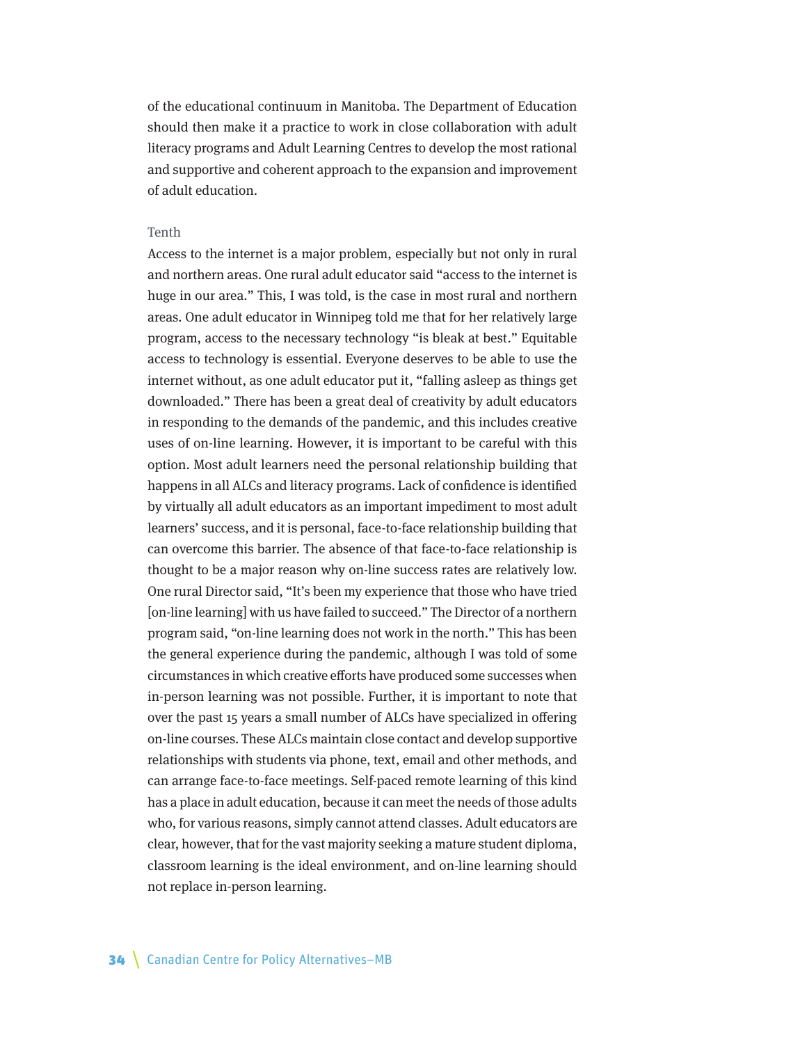of the educational continuum in Manitoba. The Department of Education should then make it a practice to work in close collaboration with adult literacy programs and Adult Learning Centres to develop the most rational and supportive and coherent approach to the expansion and improvement of adult education.

### Tenth

Access to the internet is a major problem, especially but not only in rural and northern areas. One rural adult educator said "access to the internet is huge in our area." This, I was told, is the case in most rural and northern areas. One adult educator in Winnipeg told me that for her relatively large program, access to the necessary technology "is bleak at best." Equitable access to technology is essential. Everyone deserves to be able to use the internet without, as one adult educator put it, "falling asleep as things get downloaded." There has been a great deal of creativity by adult educators in responding to the demands of the pandemic, and this includes creative uses of on-line learning. However, it is important to be careful with this option. Most adult learners need the personal relationship building that happens in all ALCs and literacy programs. Lack of confidence is identified by virtually all adult educators as an important impediment to most adult learners' success, and it is personal, face-to-face relationship building that can overcome this barrier. The absence of that face-to-face relationship is thought to be a major reason why on-line success rates are relatively low. One rural Director said, "It's been my experience that those who have tried [on-line learning] with us have failed to succeed." The Director of a northern program said, "on-line learning does not work in the north." This has been the general experience during the pandemic, although I was told of some circumstances in which creative efforts have produced some successes when in-person learning was not possible. Further, it is important to note that over the past 15 years a small number of ALCs have specialized in offering on-line courses. These ALCs maintain close contact and develop supportive relationships with students via phone, text, email and other methods, and can arrange face-to-face meetings. Self-paced remote learning of this kind has a place in adult education, because it can meet the needs of those adults who, for various reasons, simply cannot attend classes. Adult educators are clear, however, that for the vast majority seeking a mature student diploma, classroom learning is the ideal environment, and on-line learning should not replace in-person learning.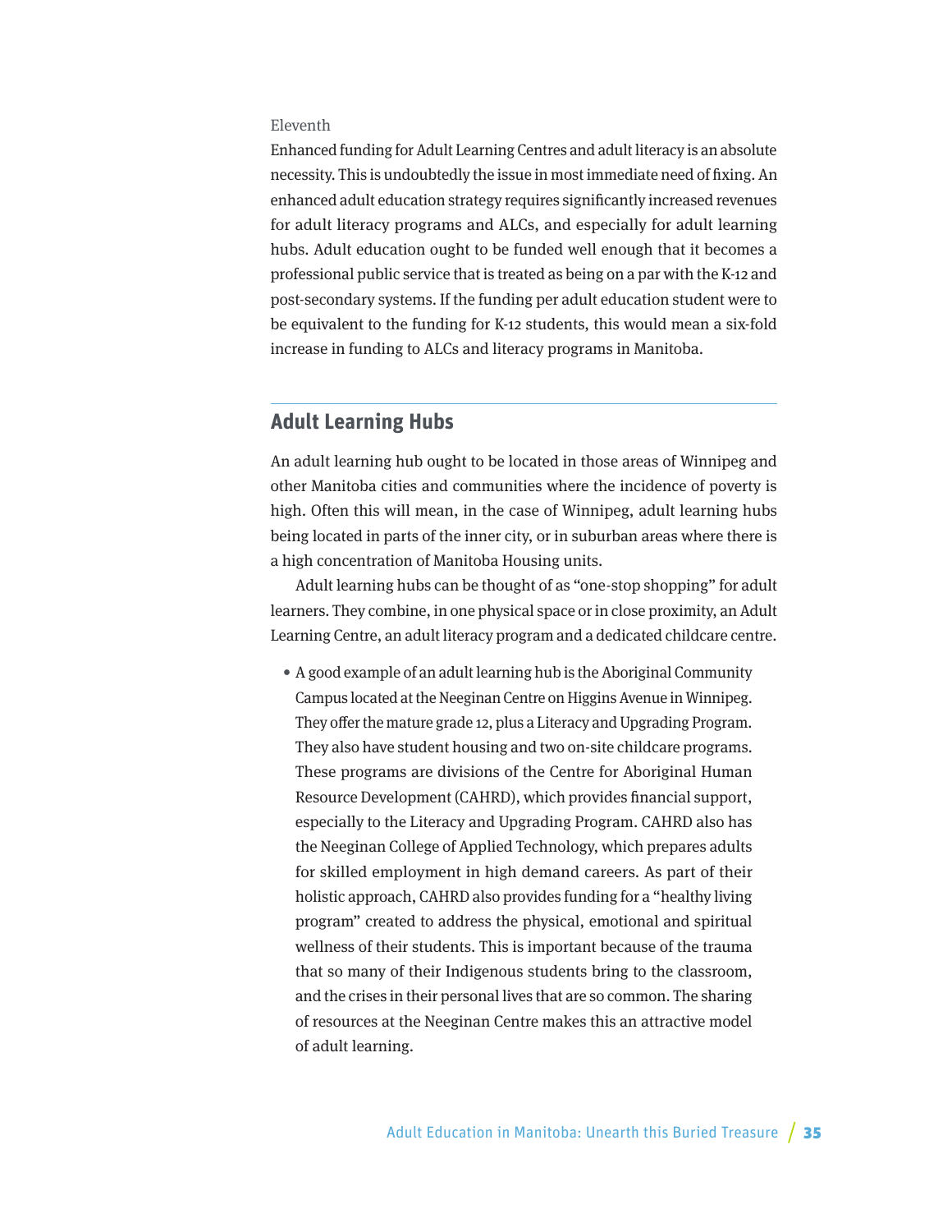Eleventh

Enhanced funding for Adult Learning Centres and adult literacy is an absolute necessity. This is undoubtedly the issue in most immediate need of fixing. An enhanced adult education strategy requires significantly increased revenues for adult literacy programs and ALCs, and especially for adult learning hubs. Adult education ought to be funded well enough that it becomes a professional public service that is treated as being on a par with the K-12 and post-secondary systems. If the funding per adult education student were to be equivalent to the funding for K-12 students, this would mean a six-fold increase in funding to ALCs and literacy programs in Manitoba.

## Adult Learning Hubs

An adult learning hub ought to be located in those areas of Winnipeg and other Manitoba cities and communities where the incidence of poverty is high. Often this will mean, in the case of Winnipeg, adult learning hubs being located in parts of the inner city, or in suburban areas where there is a high concentration of Manitoba Housing units.

Adult learning hubs can be thought of as "one-stop shopping" for adult learners. They combine, in one physical space or in close proximity, an Adult Learning Centre, an adult literacy program and a dedicated childcare centre.

- A good example of an adult learning hub is the Aboriginal Community Campus located at the Neeginan Centre on Higgins Avenue in Winnipeg. They offer the mature grade 12, plus a Literacy and Upgrading Program. They also have student housing and two on-site childcare programs. These programs are divisions of the Centre for Aboriginal Human Resource Development (CAHRD), which provides financial support, especially to the Literacy and Upgrading Program. CAHRD also has the Neeginan College of Applied Technology, which prepares adults for skilled employment in high demand careers. As part of their holistic approach, CAHRD also provides funding for a "healthy living program" created to address the physical, emotional and spiritual wellness of their students. This is important because of the trauma that so many of their Indigenous students bring to the classroom, and the crises in their personal lives that are so common. The sharing of resources at the Neeginan Centre makes this an attractive model of adult learning.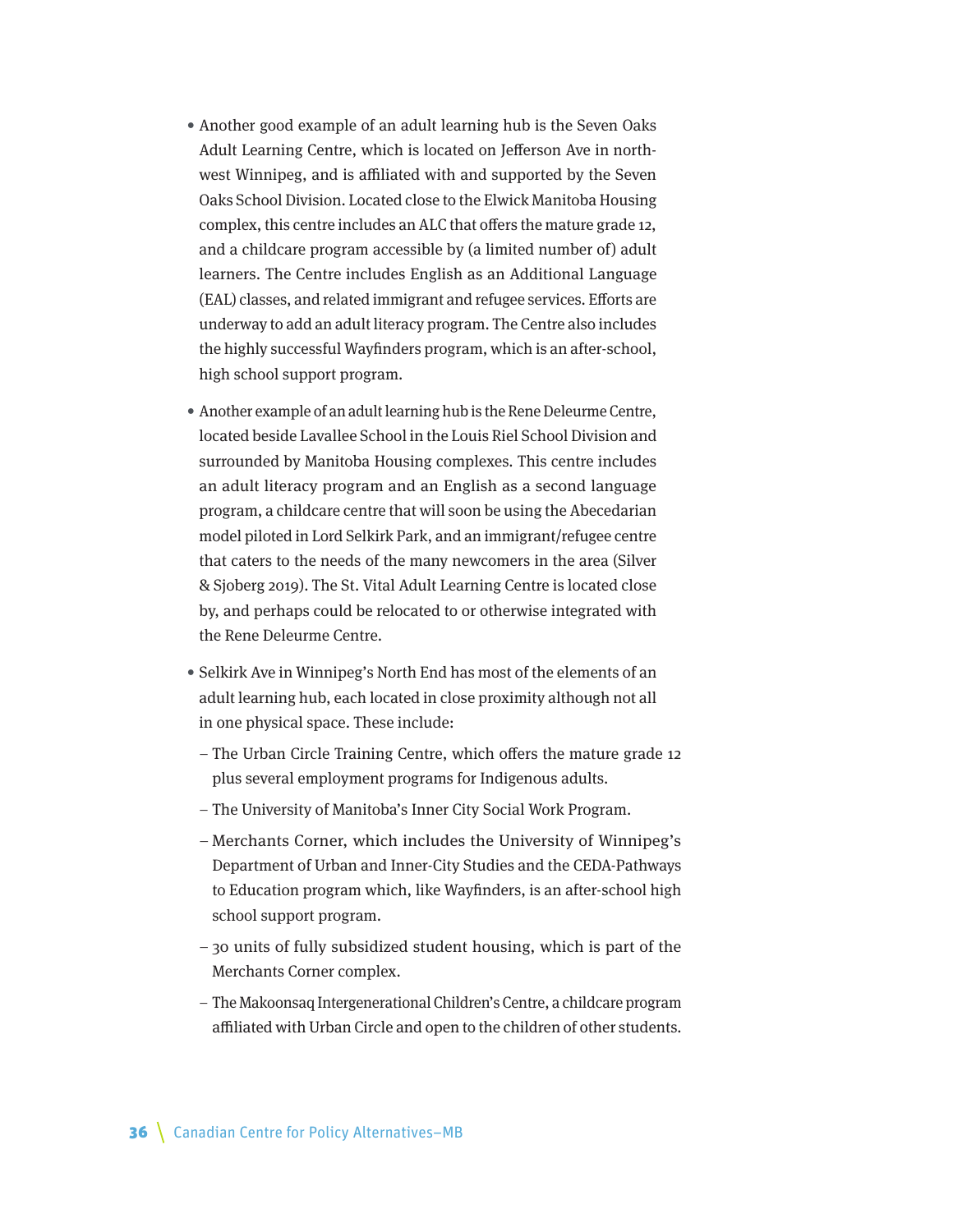- Another good example of an adult learning hub is the Seven Oaks Adult Learning Centre, which is located on Jefferson Ave in north-west Winnipeg, and is affiliated with and supported by the Seven Oaks School Division. Located close to the Elwick Manitoba Housing complex, this centre includes an ALC that offers the mature grade 12, and a childcare program accessible by (a limited number of) adult learners. The Centre includes English as an Additional Language (EAL) classes, and related immigrant and refugee services. Efforts are underway to add an adult literacy program. The Centre also includes the highly successful Wayfinders program, which is an after-school, high school support program.

- Another example of an adult learning hub is the Rene Deleurme Centre, located beside Lavallee School in the Louis Riel School Division and surrounded by Manitoba Housing complexes. This centre includes an adult literacy program and an English as a second language program, a childcare centre that will soon be using the Abecedarian model piloted in Lord Selkirk Park, and an immigrant/refugee centre that caters to the needs of the many newcomers in the area (Silver & Sjoberg 2019). The St. Vital Adult Learning Centre is located close by, and perhaps could be relocated to or otherwise integrated with the Rene Deleurme Centre.

- Selkirk Ave in Winnipeg's North End has most of the elements of an adult learning hub, each located in close proximity although not all in one physical space. These include:
  - The Urban Circle Training Centre, which offers the mature grade 12 plus several employment programs for Indigenous adults.
  - The University of Manitoba's Inner City Social Work Program.
  - Merchants Corner, which includes the University of Winnipeg's Department of Urban and Inner-City Studies and the CEDA-Pathways to Education program which, like Wayfinders, is an after-school high school support program.
  - 30 units of fully subsidized student housing, which is part of the Merchants Corner complex.
  - The Makoonsaq Intergenerational Children's Centre, a childcare program affiliated with Urban Circle and open to the children of other students.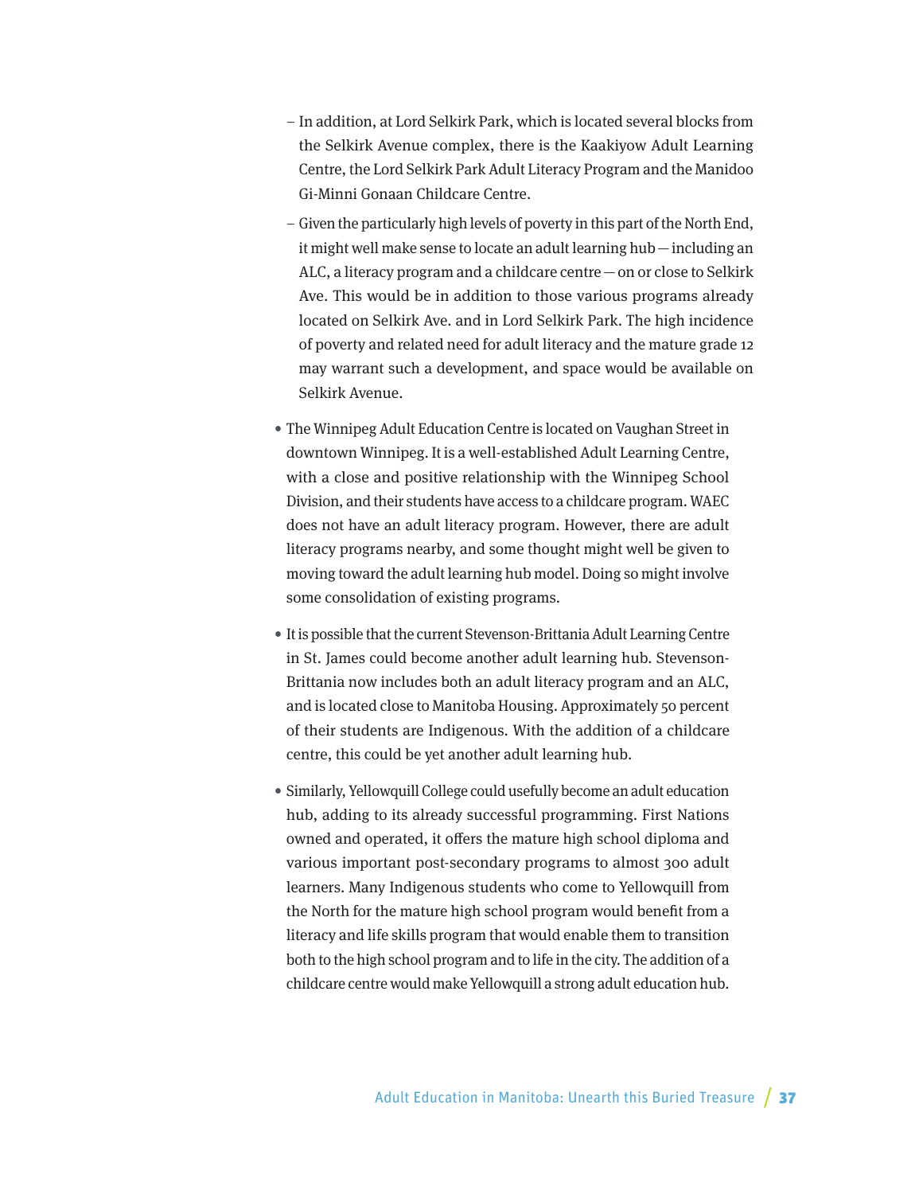- In addition, at Lord Selkirk Park, which is located several blocks from the Selkirk Avenue complex, there is the Kaakiyow Adult Learning Centre, the Lord Selkirk Park Adult Literacy Program and the Manidoo Gi-Minni Gonaan Childcare Centre.
  - Given the particularly high levels of poverty in this part of the North End, it might well make sense to locate an adult learning hub — including an ALC, a literacy program and a childcare centre — on or close to Selkirk Ave. This would be in addition to those various programs already located on Selkirk Ave. and in Lord Selkirk Park. The high incidence of poverty and related need for adult literacy and the mature grade 12 may warrant such a development, and space would be available on Selkirk Avenue.

- The Winnipeg Adult Education Centre is located on Vaughan Street in downtown Winnipeg. It is a well-established Adult Learning Centre, with a close and positive relationship with the Winnipeg School Division, and their students have access to a childcare program. WAEC does not have an adult literacy program. However, there are adult literacy programs nearby, and some thought might well be given to moving toward the adult learning hub model. Doing so might involve some consolidation of existing programs.

- It is possible that the current Stevenson-Brittania Adult Learning Centre in St. James could become another adult learning hub. Stevenson-Brittania now includes both an adult literacy program and an ALC, and is located close to Manitoba Housing. Approximately 50 percent of their students are Indigenous. With the addition of a childcare centre, this could be yet another adult learning hub.

- Similarly, Yellowquill College could usefully become an adult education hub, adding to its already successful programming. First Nations owned and operated, it offers the mature high school diploma and various important post-secondary programs to almost 300 adult learners. Many Indigenous students who come to Yellowquill from the North for the mature high school program would benefit from a literacy and life skills program that would enable them to transition both to the high school program and to life in the city. The addition of a childcare centre would make Yellowquill a strong adult education hub.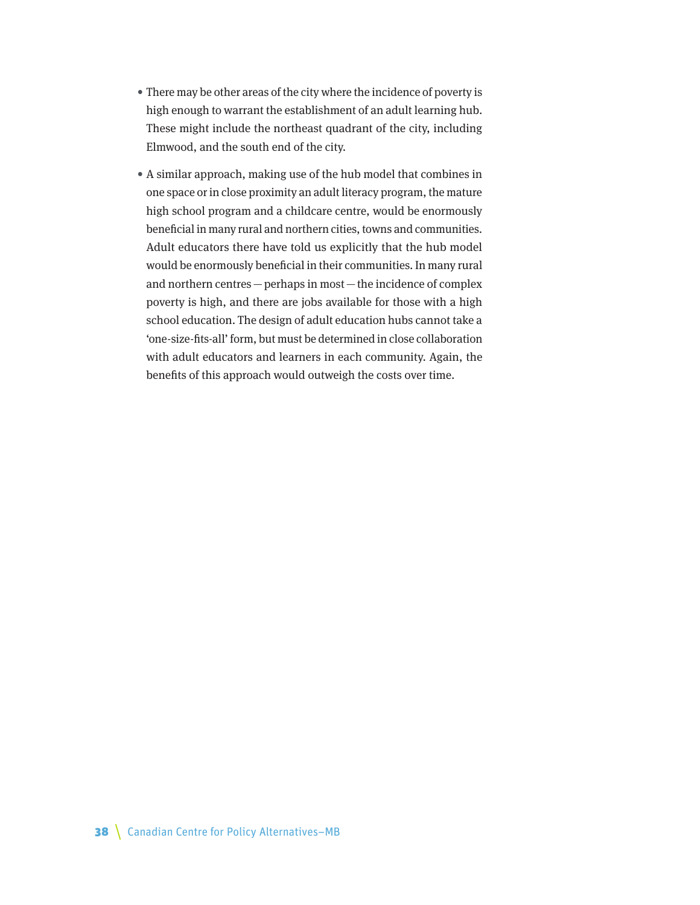- There may be other areas of the city where the incidence of poverty is high enough to warrant the establishment of an adult learning hub. These might include the northeast quadrant of the city, including Elmwood, and the south end of the city.
- A similar approach, making use of the hub model that combines in one space or in close proximity an adult literacy program, the mature high school program and a childcare centre, would be enormously beneficial in many rural and northern cities, towns and communities. Adult educators there have told us explicitly that the hub model would be enormously beneficial in their communities. In many rural and northern centres — perhaps in most — the incidence of complex poverty is high, and there are jobs available for those with a high school education. The design of adult education hubs cannot take a 'one-size-fits-all' form, but must be determined in close collaboration with adult educators and learners in each community. Again, the benefits of this approach would outweigh the costs over time.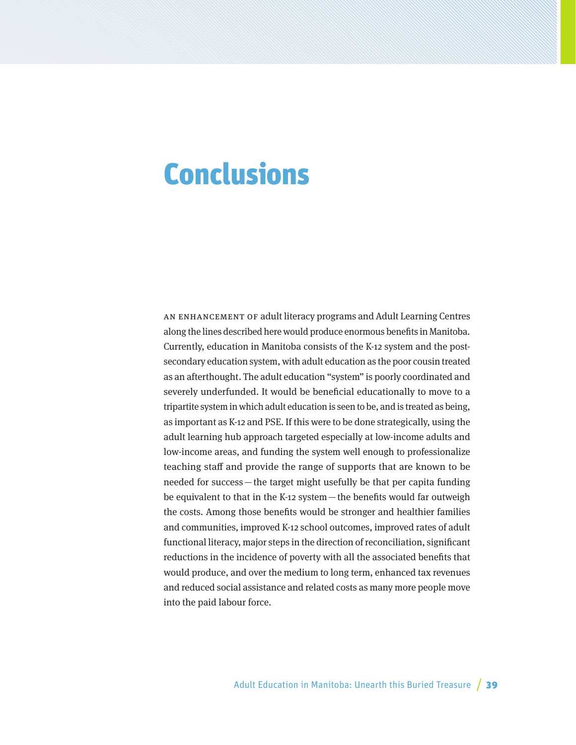# Conclusions

AN ENHANCEMENT OF adult literacy programs and Adult Learning Centres along the lines described here would produce enormous benefits in Manitoba. Currently, education in Manitoba consists of the K-12 system and the post-secondary education system, with adult education as the poor cousin treated as an afterthought. The adult education "system" is poorly coordinated and severely underfunded. It would be beneficial educationally to move to a tripartite system in which adult education is seen to be, and is treated as being, as important as K-12 and PSE. If this were to be done strategically, using the adult learning hub approach targeted especially at low-income adults and low-income areas, and funding the system well enough to professionalize teaching staff and provide the range of supports that are known to be needed for success — the target might usefully be that per capita funding be equivalent to that in the K-12 system — the benefits would far outweigh the costs. Among those benefits would be stronger and healthier families and communities, improved K-12 school outcomes, improved rates of adult functional literacy, major steps in the direction of reconciliation, significant reductions in the incidence of poverty with all the associated benefits that would produce, and over the medium to long term, enhanced tax revenues and reduced social assistance and related costs as many more people move into the paid labour force.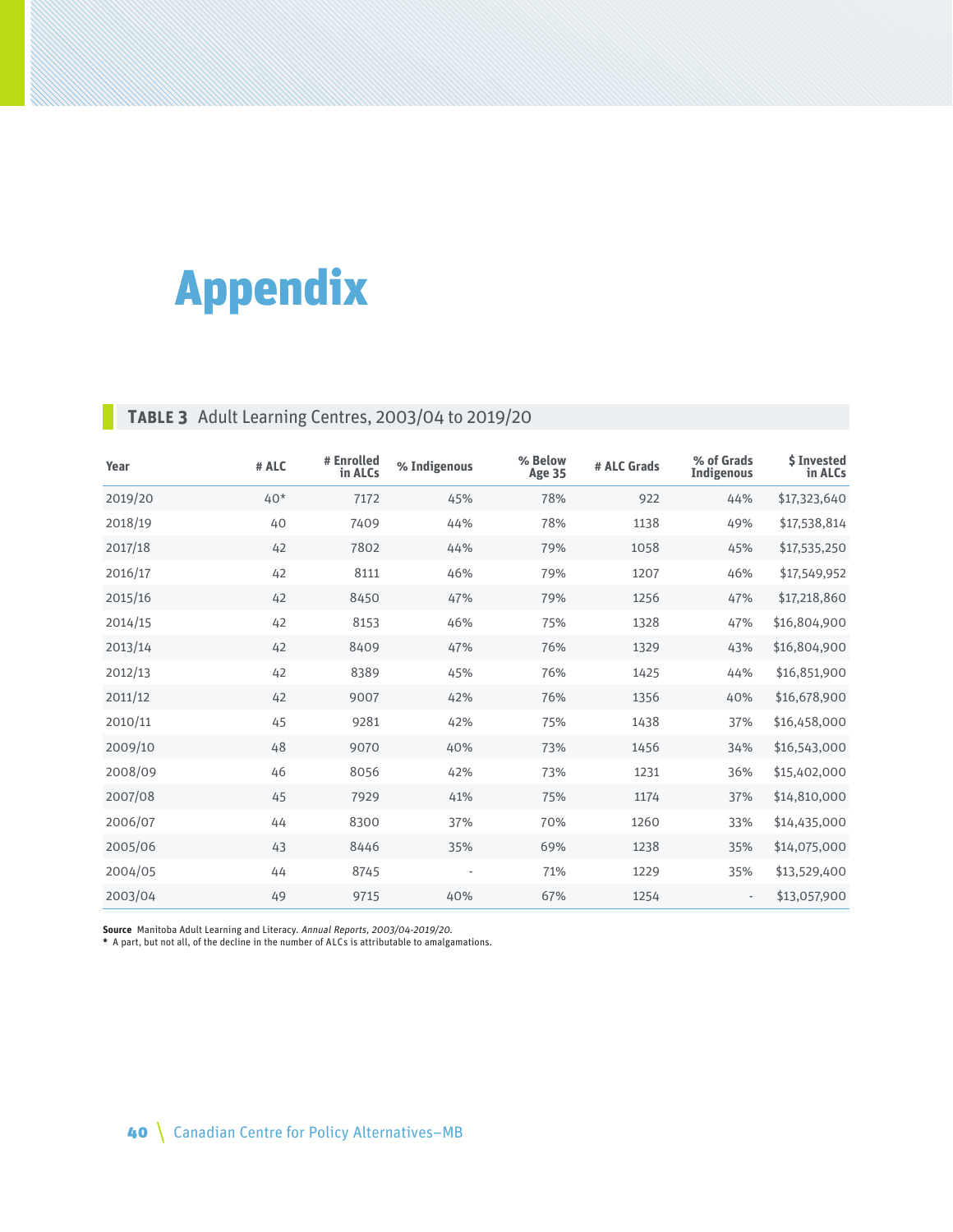# Appendix

**TABLE 3** Adult Learning Centres, 2003/04 to 2019/20

| Year | # ALC | # Enrolled in ALCs | % Indigenous | % Below Age 35 | # ALC Grads | % of Grads Indigenous | $ Invested in ALCs |
|---|---|---|---|---|---|---|---|
| 2019/20 | 40* | 7172 | 45% | 78% | 922 | 44% | $17,323,640 |
| 2018/19 | 40 | 7409 | 44% | 78% | 1138 | 49% | $17,538,814 |
| 2017/18 | 42 | 7802 | 44% | 79% | 1058 | 45% | $17,535,250 |
| 2016/17 | 42 | 8111 | 46% | 79% | 1207 | 46% | $17,549,952 |
| 2015/16 | 42 | 8450 | 47% | 79% | 1256 | 47% | $17,218,860 |
| 2014/15 | 42 | 8153 | 46% | 75% | 1328 | 47% | $16,804,900 |
| 2013/14 | 42 | 8409 | 47% | 76% | 1329 | 43% | $16,804,900 |
| 2012/13 | 42 | 8389 | 45% | 76% | 1425 | 44% | $16,851,900 |
| 2011/12 | 42 | 9007 | 42% | 76% | 1356 | 40% | $16,678,900 |
| 2010/11 | 45 | 9281 | 42% | 75% | 1438 | 37% | $16,458,000 |
| 2009/10 | 48 | 9070 | 40% | 73% | 1456 | 34% | $16,543,000 |
| 2008/09 | 46 | 8056 | 42% | 73% | 1231 | 36% | $15,402,000 |
| 2007/08 | 45 | 7929 | 41% | 75% | 1174 | 37% | $14,810,000 |
| 2006/07 | 44 | 8300 | 37% | 70% | 1260 | 33% | $14,435,000 |
| 2005/06 | 43 | 8446 | 35% | 69% | 1238 | 35% | $14,075,000 |
| 2004/05 | 44 | 8745 | - | 71% | 1229 | 35% | $13,529,400 |
| 2003/04 | 49 | 9715 | 40% | 67% | 1254 | - | $13,057,900 |

**Source** Manitoba Adult Learning and Literacy. *Annual Reports, 2003/04-2019/20.*
* A part, but not all, of the decline in the number of ALCs is attributable to amalgamations.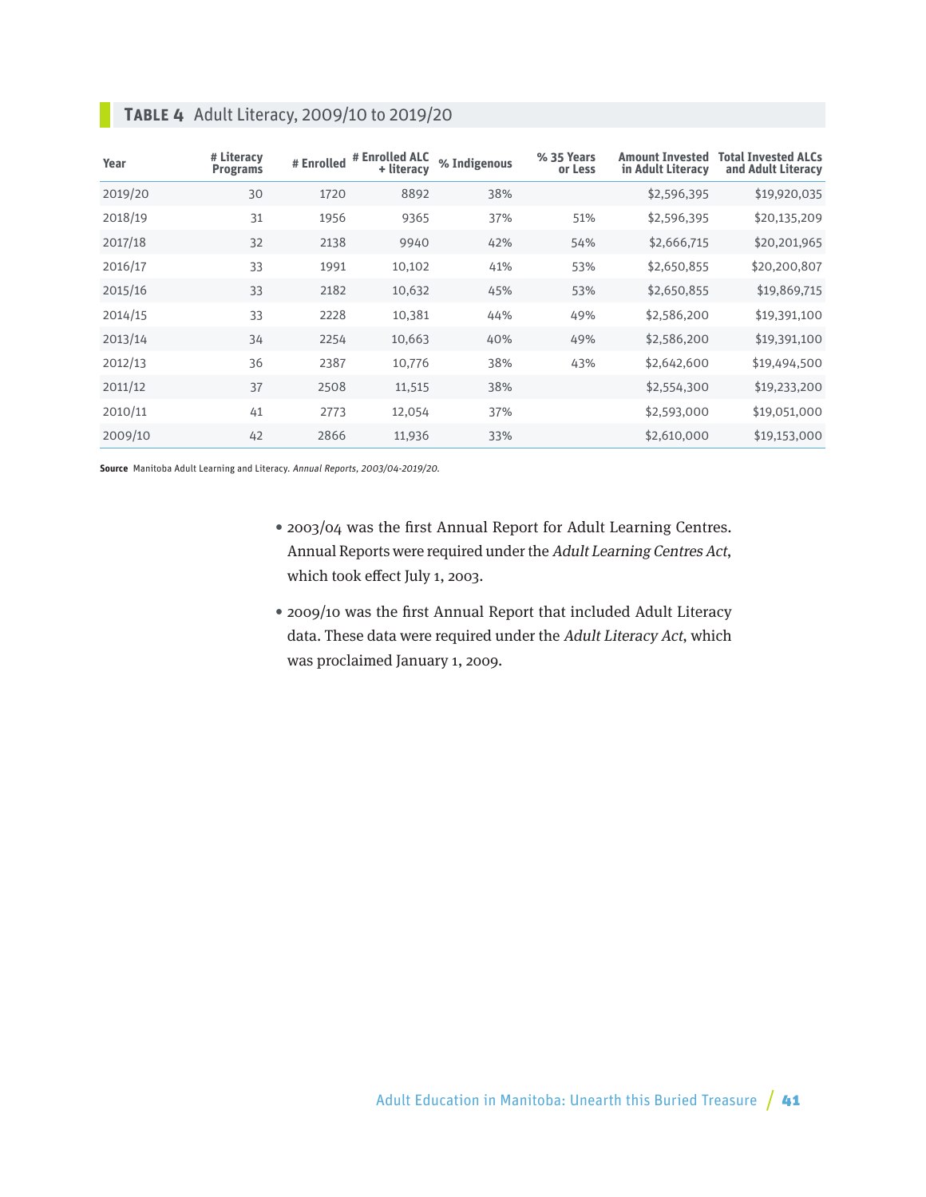## **TABLE 4** Adult Literacy, 2009/10 to 2019/20

| Year | # Literacy Programs | # Enrolled | # Enrolled ALC + literacy | % Indigenous | % 35 Years or Less | Amount Invested in Adult Literacy | Total Invested ALCs and Adult Literacy |
|---|---|---|---|---|---|---|---|
| 2019/20 | 30 | 1720 | 8892 | 38% | | $2,596,395 | $19,920,035 |
| 2018/19 | 31 | 1956 | 9365 | 37% | 51% | $2,596,395 | $20,135,209 |
| 2017/18 | 32 | 2138 | 9940 | 42% | 54% | $2,666,715 | $20,201,965 |
| 2016/17 | 33 | 1991 | 10,102 | 41% | 53% | $2,650,855 | $20,200,807 |
| 2015/16 | 33 | 2182 | 10,632 | 45% | 53% | $2,650,855 | $19,869,715 |
| 2014/15 | 33 | 2228 | 10,381 | 44% | 49% | $2,586,200 | $19,391,100 |
| 2013/14 | 34 | 2254 | 10,663 | 40% | 49% | $2,586,200 | $19,391,100 |
| 2012/13 | 36 | 2387 | 10,776 | 38% | 43% | $2,642,600 | $19,494,500 |
| 2011/12 | 37 | 2508 | 11,515 | 38% | | $2,554,300 | $19,233,200 |
| 2010/11 | 41 | 2773 | 12,054 | 37% | | $2,593,000 | $19,051,000 |
| 2009/10 | 42 | 2866 | 11,936 | 33% | | $2,610,000 | $19,153,000 |

**Source** Manitoba Adult Learning and Literacy. *Annual Reports, 2003/04-2019/20.*

- 2003/04 was the first Annual Report for Adult Learning Centres. Annual Reports were required under the *Adult Learning Centres Act*, which took effect July 1, 2003.
- 2009/10 was the first Annual Report that included Adult Literacy data. These data were required under the *Adult Literacy Act*, which was proclaimed January 1, 2009.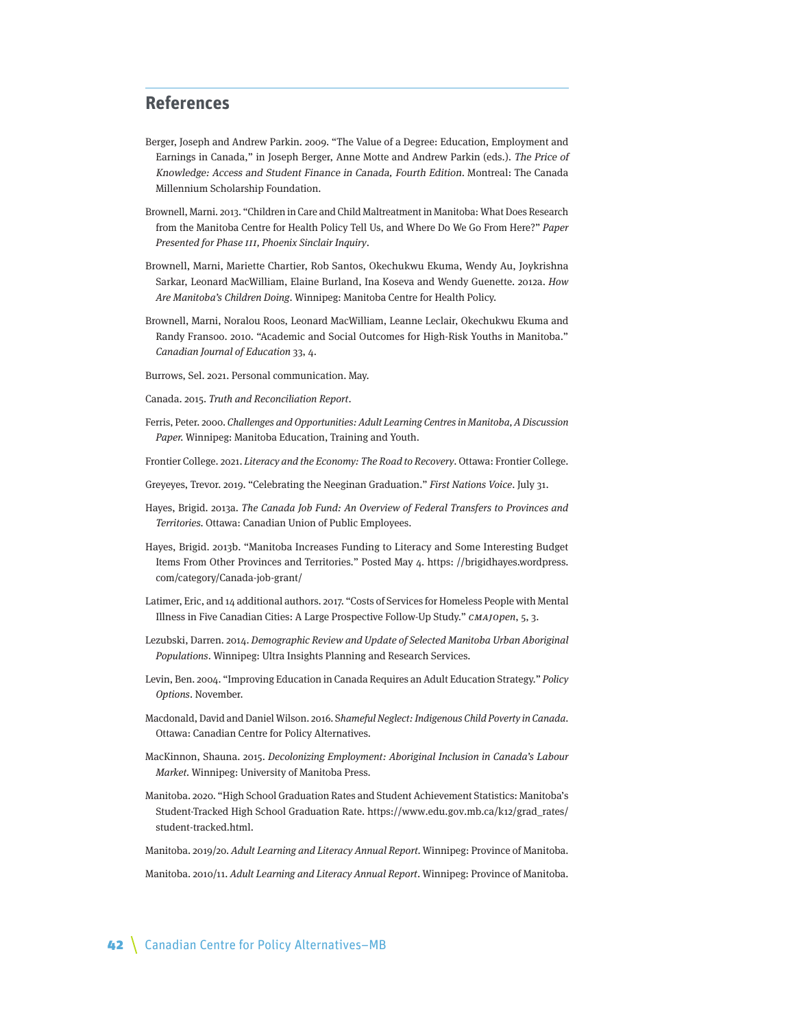## References

Berger, Joseph and Andrew Parkin. 2009. "The Value of a Degree: Education, Employment and Earnings in Canada," in Joseph Berger, Anne Motte and Andrew Parkin (eds.). *The Price of Knowledge: Access and Student Finance in Canada, Fourth Edition*. Montreal: The Canada Millennium Scholarship Foundation.

Brownell, Marni. 2013. "Children in Care and Child Maltreatment in Manitoba: What Does Research from the Manitoba Centre for Health Policy Tell Us, and Where Do We Go From Here?" *Paper Presented for Phase III, Phoenix Sinclair Inquiry*.

Brownell, Marni, Mariette Chartier, Rob Santos, Okechukwu Ekuma, Wendy Au, Joykrishna Sarkar, Leonard MacWilliam, Elaine Burland, Ina Koseva and Wendy Guenette. 2012a. *How Are Manitoba's Children Doing*. Winnipeg: Manitoba Centre for Health Policy.

Brownell, Marni, Noralou Roos, Leonard MacWilliam, Leanne Leclair, Okechukwu Ekuma and Randy Fransoo. 2010. "Academic and Social Outcomes for High-Risk Youths in Manitoba." *Canadian Journal of Education* 33, 4.

Burrows, Sel. 2021. Personal communication. May.

Canada. 2015. *Truth and Reconciliation Report*.

Ferris, Peter. 2000. *Challenges and Opportunities: Adult Learning Centres in Manitoba, A Discussion Paper.* Winnipeg: Manitoba Education, Training and Youth.

Frontier College. 2021. *Literacy and the Economy: The Road to Recovery*. Ottawa: Frontier College.

Greyeyes, Trevor. 2019. "Celebrating the Neeginan Graduation." *First Nations Voice*. July 31.

Hayes, Brigid. 2013a. *The Canada Job Fund: An Overview of Federal Transfers to Provinces and Territories*. Ottawa: Canadian Union of Public Employees.

Hayes, Brigid. 2013b. "Manitoba Increases Funding to Literacy and Some Interesting Budget Items From Other Provinces and Territories." Posted May 4. https: //brigidhayes.wordpress.com/category/Canada-job-grant/

Latimer, Eric, and 14 additional authors. 2017. "Costs of Services for Homeless People with Mental Illness in Five Canadian Cities: A Large Prospective Follow-Up Study." *CMAJOpen*, 5, 3.

Lezubski, Darren. 2014. *Demographic Review and Update of Selected Manitoba Urban Aboriginal Populations*. Winnipeg: Ultra Insights Planning and Research Services.

Levin, Ben. 2004. "Improving Education in Canada Requires an Adult Education Strategy." *Policy Options*. November.

Macdonald, David and Daniel Wilson. 2016. *Shameful Neglect: Indigenous Child Poverty in Canada*. Ottawa: Canadian Centre for Policy Alternatives.

MacKinnon, Shauna. 2015. *Decolonizing Employment: Aboriginal Inclusion in Canada's Labour Market*. Winnipeg: University of Manitoba Press.

Manitoba. 2020. "High School Graduation Rates and Student Achievement Statistics: Manitoba's Student-Tracked High School Graduation Rate. https://www.edu.gov.mb.ca/k12/grad_rates/student-tracked.html.

Manitoba. 2019/20. *Adult Learning and Literacy Annual Report*. Winnipeg: Province of Manitoba.

Manitoba. 2010/11. *Adult Learning and Literacy Annual Report*. Winnipeg: Province of Manitoba.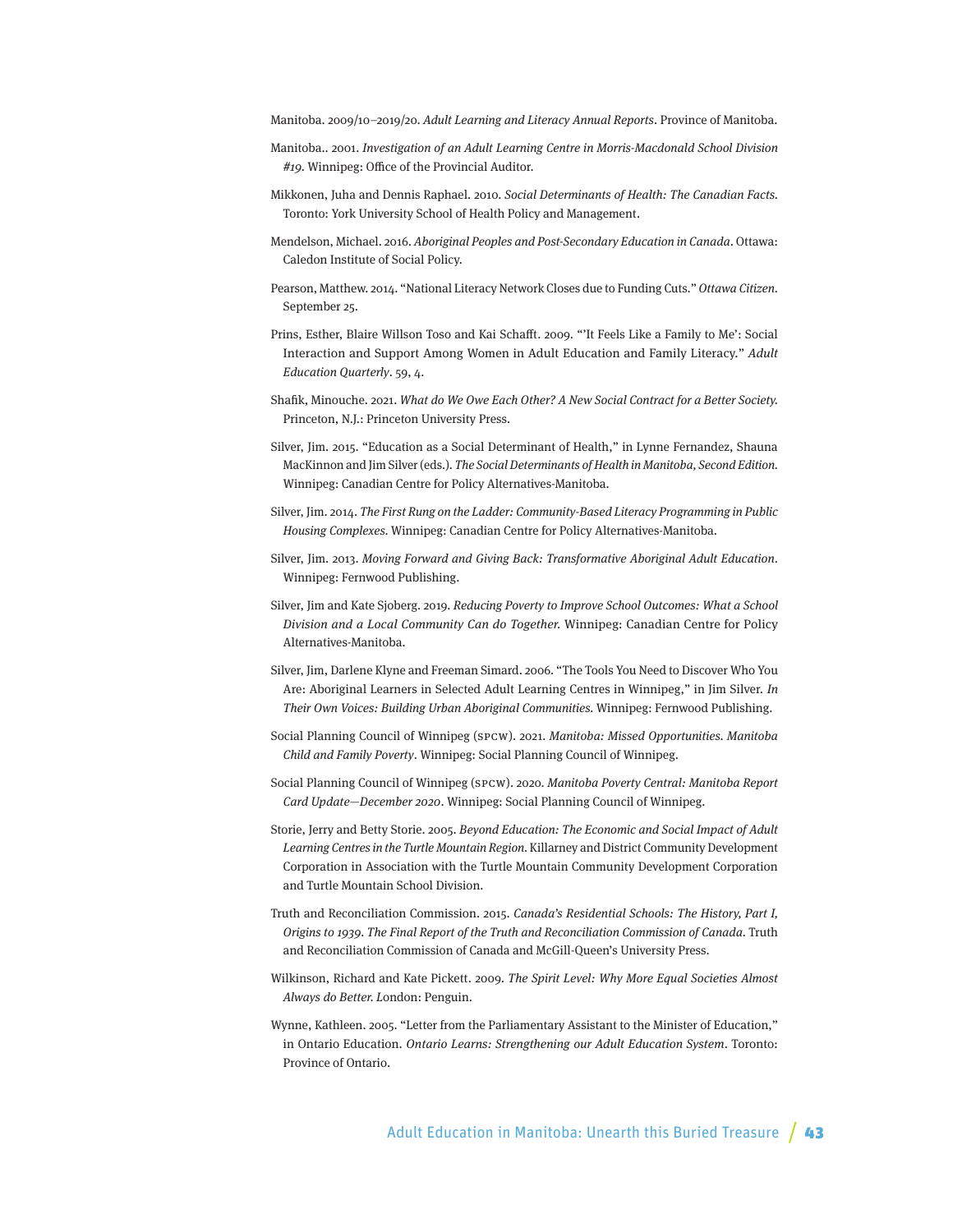Manitoba. 2009/10–2019/20. *Adult Learning and Literacy Annual Reports*. Province of Manitoba.

Manitoba.. 2001. *Investigation of an Adult Learning Centre in Morris-Macdonald School Division #19.* Winnipeg: Office of the Provincial Auditor.

Mikkonen, Juha and Dennis Raphael. 2010. *Social Determinants of Health: The Canadian Facts.* Toronto: York University School of Health Policy and Management.

Mendelson, Michael. 2016. *Aboriginal Peoples and Post-Secondary Education in Canada*. Ottawa: Caledon Institute of Social Policy.

Pearson, Matthew. 2014. "National Literacy Network Closes due to Funding Cuts." *Ottawa Citizen.* September 25.

Prins, Esther, Blaire Willson Toso and Kai Schafft. 2009. "'It Feels Like a Family to Me': Social Interaction and Support Among Women in Adult Education and Family Literacy." *Adult Education Quarterly*. 59, 4.

Shafik, Minouche. 2021. *What do We Owe Each Other? A New Social Contract for a Better Society.* Princeton, N.J.: Princeton University Press.

Silver, Jim. 2015. "Education as a Social Determinant of Health," in Lynne Fernandez, Shauna MacKinnon and Jim Silver (eds.). *The Social Determinants of Health in Manitoba, Second Edition.* Winnipeg: Canadian Centre for Policy Alternatives-Manitoba.

Silver, Jim. 2014. *The First Rung on the Ladder: Community-Based Literacy Programming in Public Housing Complexes.* Winnipeg: Canadian Centre for Policy Alternatives-Manitoba.

Silver, Jim. 2013. *Moving Forward and Giving Back: Transformative Aboriginal Adult Education*. Winnipeg: Fernwood Publishing.

Silver, Jim and Kate Sjoberg. 2019. *Reducing Poverty to Improve School Outcomes: What a School Division and a Local Community Can do Together.* Winnipeg: Canadian Centre for Policy Alternatives-Manitoba.

Silver, Jim, Darlene Klyne and Freeman Simard. 2006. "The Tools You Need to Discover Who You Are: Aboriginal Learners in Selected Adult Learning Centres in Winnipeg," in Jim Silver. *In Their Own Voices: Building Urban Aboriginal Communities.* Winnipeg: Fernwood Publishing.

Social Planning Council of Winnipeg (SPCW). 2021. *Manitoba: Missed Opportunities. Manitoba Child and Family Poverty*. Winnipeg: Social Planning Council of Winnipeg.

Social Planning Council of Winnipeg (SPCW). 2020. *Manitoba Poverty Central: Manitoba Report Card Update—December 2020*. Winnipeg: Social Planning Council of Winnipeg.

Storie, Jerry and Betty Storie. 2005. *Beyond Education: The Economic and Social Impact of Adult Learning Centres in the Turtle Mountain Region.* Killarney and District Community Development Corporation in Association with the Turtle Mountain Community Development Corporation and Turtle Mountain School Division.

Truth and Reconciliation Commission. 2015. *Canada's Residential Schools: The History, Part I, Origins to 1939. The Final Report of the Truth and Reconciliation Commission of Canada*. Truth and Reconciliation Commission of Canada and McGill-Queen's University Press.

Wilkinson, Richard and Kate Pickett. 2009. *The Spirit Level: Why More Equal Societies Almost Always do Better.* London: Penguin.

Wynne, Kathleen. 2005. "Letter from the Parliamentary Assistant to the Minister of Education," in Ontario Education. *Ontario Learns: Strengthening our Adult Education System*. Toronto: Province of Ontario.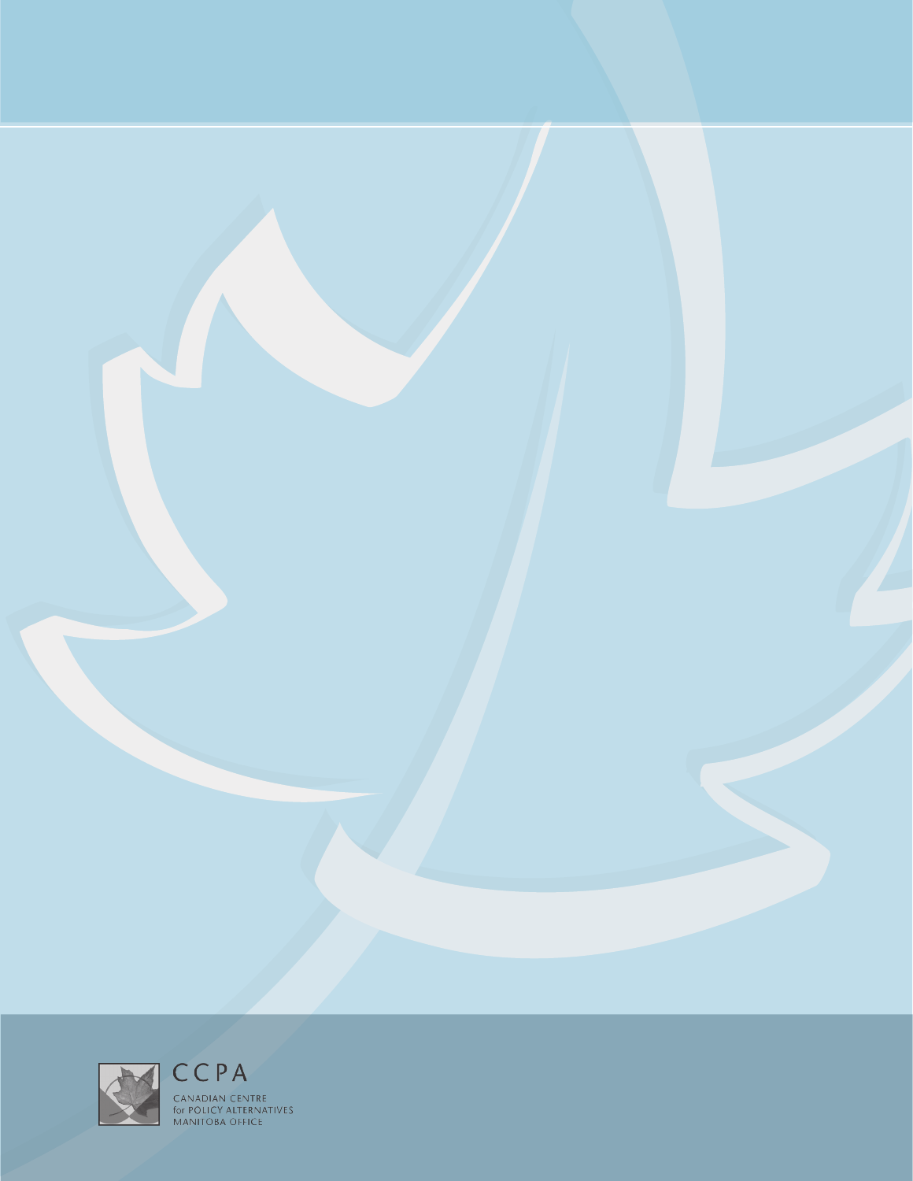CCPA

CANADIAN CENTRE
for POLICY ALTERNATIVES
MANITOBA OFFICE